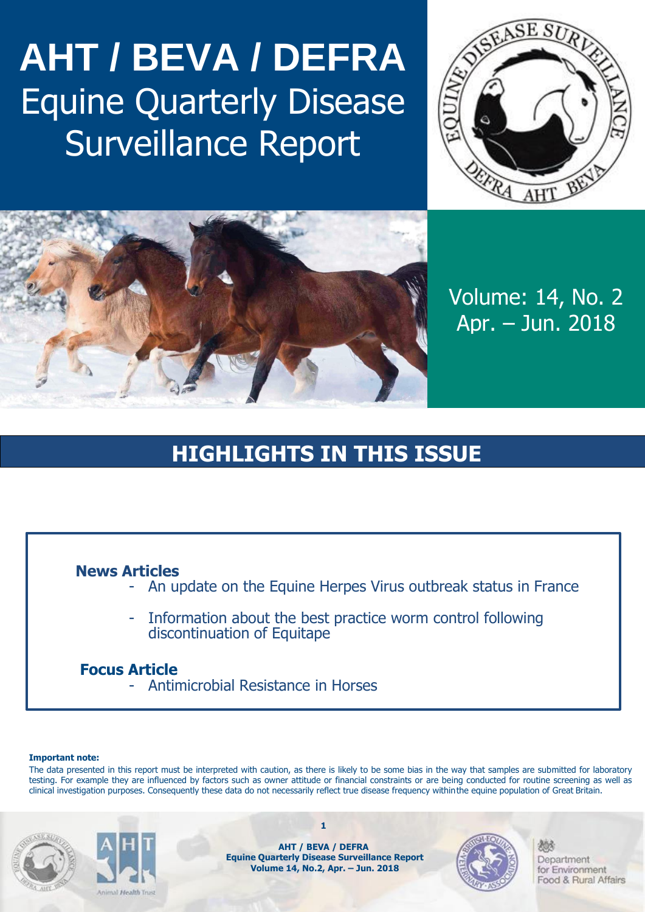# AHT / BEVA / DEFRA

# Equine Quarterly Disease Surveillance Report

Volume: 14, No. 2
Apr. – Jun. 2018

## HIGHLIGHTS IN THIS ISSUE

**News Articles**

- An update on the Equine Herpes Virus outbreak status in France
- Information about the best practice worm control following discontinuation of Equitape

**Focus Article**

- Antimicrobial Resistance in Horses

**Important note:**

The data presented in this report must be interpreted with caution, as there is likely to be some bias in the way that samples are submitted for laboratory testing. For example they are influenced by factors such as owner attitude or financial constraints or are being conducted for routine screening as well as clinical investigation purposes. Consequently these data do not necessarily reflect true disease frequency within the equine population of Great Britain.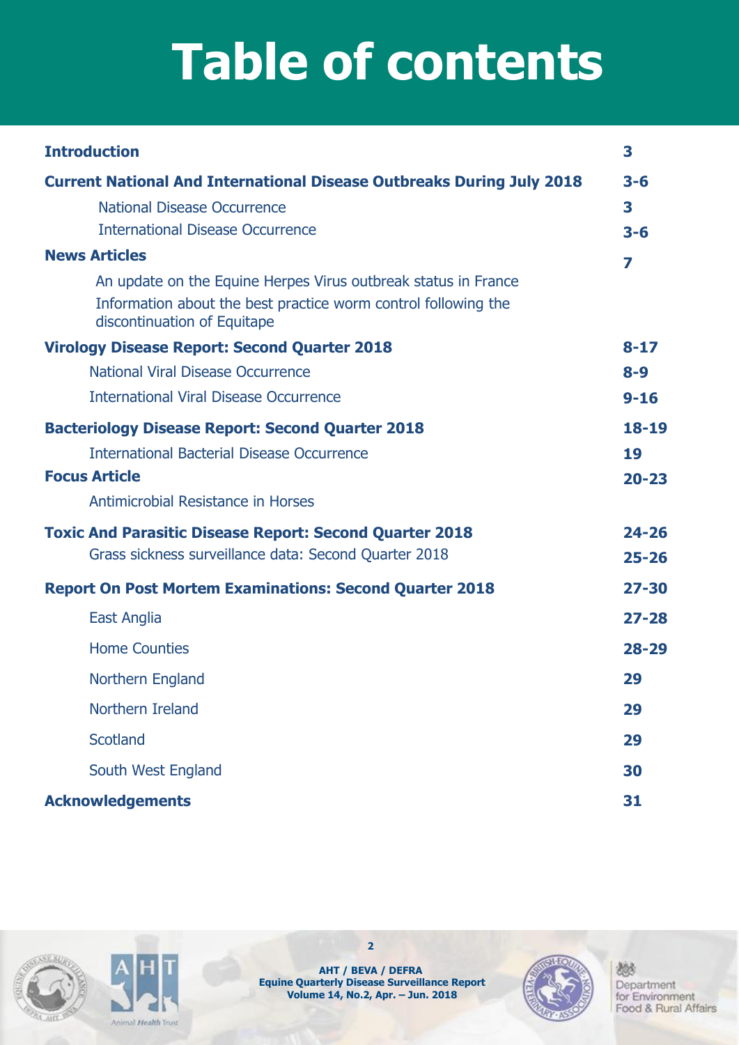# Table of contents

| | |
|---|---|
| **Introduction** | **3** |
| **Current National And International Disease Outbreaks During July 2018** | **3-6** |
| National Disease Occurrence | **3** |
| International Disease Occurrence | **3-6** |
| **News Articles** | **7** |
| An update on the Equine Herpes Virus outbreak status in France | |
| Information about the best practice worm control following the discontinuation of Equitape | |
| **Virology Disease Report: Second Quarter 2018** | **8-17** |
| National Viral Disease Occurrence | **8-9** |
| International Viral Disease Occurrence | **9-16** |
| **Bacteriology Disease Report: Second Quarter 2018** | **18-19** |
| International Bacterial Disease Occurrence | **19** |
| **Focus Article** | **20-23** |
| Antimicrobial Resistance in Horses | |
| **Toxic And Parasitic Disease Report: Second Quarter 2018** | **24-26** |
| Grass sickness surveillance data: Second Quarter 2018 | **25-26** |
| **Report On Post Mortem Examinations: Second Quarter 2018** | **27-30** |
| East Anglia | **27-28** |
| Home Counties | **28-29** |
| Northern England | **29** |
| Northern Ireland | **29** |
| Scotland | **29** |
| South West England | **30** |
| **Acknowledgements** | **31** |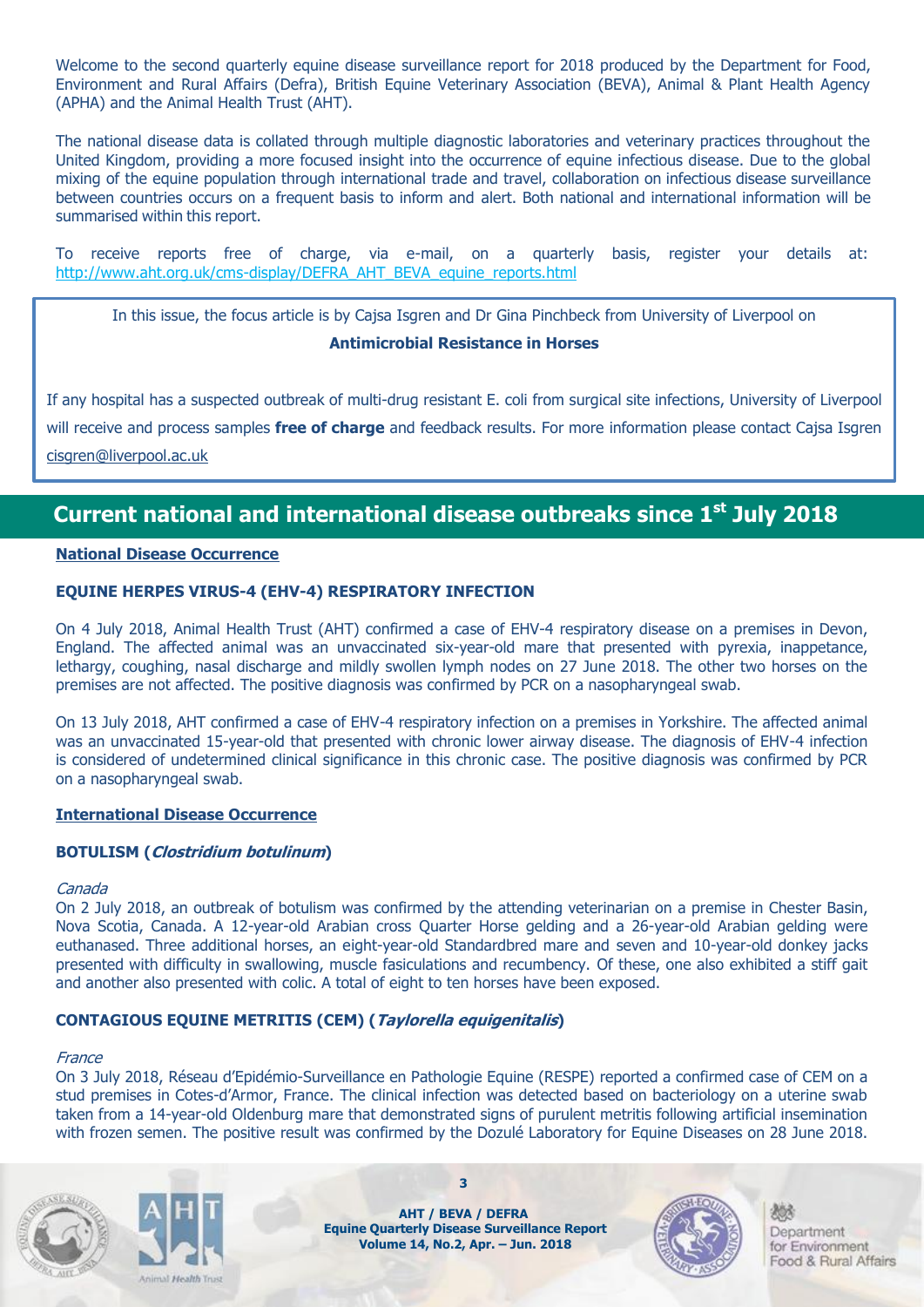Welcome to the second quarterly equine disease surveillance report for 2018 produced by the Department for Food, Environment and Rural Affairs (Defra), British Equine Veterinary Association (BEVA), Animal & Plant Health Agency (APHA) and the Animal Health Trust (AHT).

The national disease data is collated through multiple diagnostic laboratories and veterinary practices throughout the United Kingdom, providing a more focused insight into the occurrence of equine infectious disease. Due to the global mixing of the equine population through international trade and travel, collaboration on infectious disease surveillance between countries occurs on a frequent basis to inform and alert. Both national and international information will be summarised within this report.

To receive reports free of charge, via e-mail, on a quarterly basis, register your details at: http://www.aht.org.uk/cms-display/DEFRA_AHT_BEVA_equine_reports.html

In this issue, the focus article is by Cajsa Isgren and Dr Gina Pinchbeck from University of Liverpool on

**Antimicrobial Resistance in Horses**

If any hospital has a suspected outbreak of multi-drug resistant E. coli from surgical site infections, University of Liverpool will receive and process samples **free of charge** and feedback results. For more information please contact Cajsa Isgren cisgren@liverpool.ac.uk

## Current national and international disease outbreaks since 1st July 2018

### National Disease Occurrence

#### EQUINE HERPES VIRUS-4 (EHV-4) RESPIRATORY INFECTION

On 4 July 2018, Animal Health Trust (AHT) confirmed a case of EHV-4 respiratory disease on a premises in Devon, England. The affected animal was an unvaccinated six-year-old mare that presented with pyrexia, inappetance, lethargy, coughing, nasal discharge and mildly swollen lymph nodes on 27 June 2018. The other two horses on the premises are not affected. The positive diagnosis was confirmed by PCR on a nasopharyngeal swab.

On 13 July 2018, AHT confirmed a case of EHV-4 respiratory infection on a premises in Yorkshire. The affected animal was an unvaccinated 15-year-old that presented with chronic lower airway disease. The diagnosis of EHV-4 infection is considered of undetermined clinical significance in this chronic case. The positive diagnosis was confirmed by PCR on a nasopharyngeal swab.

### International Disease Occurrence

#### BOTULISM (*Clostridium botulinum*)

*Canada*

On 2 July 2018, an outbreak of botulism was confirmed by the attending veterinarian on a premise in Chester Basin, Nova Scotia, Canada. A 12-year-old Arabian cross Quarter Horse gelding and a 26-year-old Arabian gelding were euthanased. Three additional horses, an eight-year-old Standardbred mare and seven and 10-year-old donkey jacks presented with difficulty in swallowing, muscle fasiculations and recumbency. Of these, one also exhibited a stiff gait and another also presented with colic. A total of eight to ten horses have been exposed.

#### CONTAGIOUS EQUINE METRITIS (CEM) (*Taylorella equigenitalis*)

*France*

On 3 July 2018, Réseau d'Epidémio-Surveillance en Pathologie Equine (RESPE) reported a confirmed case of CEM on a stud premises in Cotes-d'Armor, France. The clinical infection was detected based on bacteriology on a uterine swab taken from a 14-year-old Oldenburg mare that demonstrated signs of purulent metritis following artificial insemination with frozen semen. The positive result was confirmed by the Dozulé Laboratory for Equine Diseases on 28 June 2018.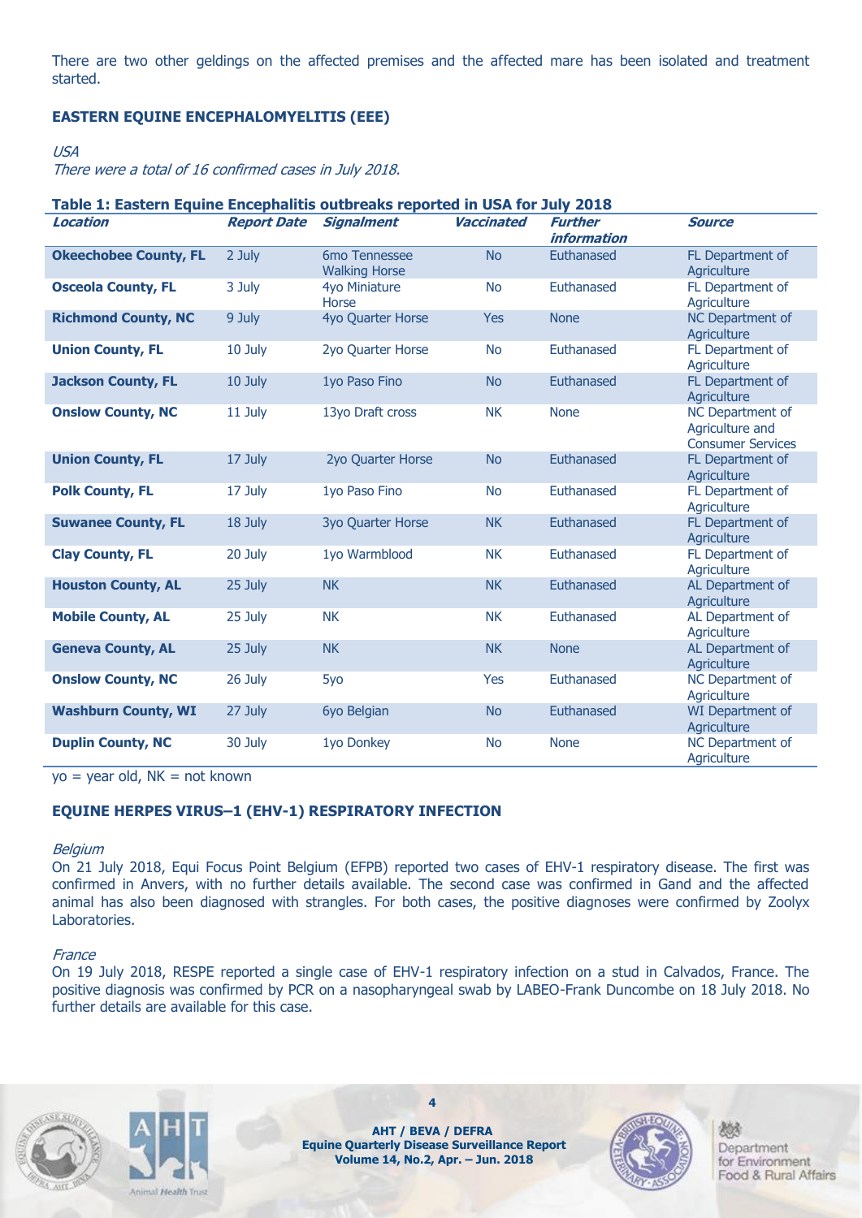There are two other geldings on the affected premises and the affected mare has been isolated and treatment started.

**EASTERN EQUINE ENCEPHALOMYELITIS (EEE)**

*USA*

*There were a total of 16 confirmed cases in July 2018.*

**Table 1: Eastern Equine Encephalitis outbreaks reported in USA for July 2018**

| *Location* | *Report Date* | *Signalment* | *Vaccinated* | *Further information* | *Source* |
|---|---|---|---|---|---|
| **Okeechobee County, FL** | 2 July | 6mo Tennessee Walking Horse | No | Euthanased | FL Department of Agriculture |
| **Osceola County, FL** | 3 July | 4yo Miniature Horse | No | Euthanased | FL Department of Agriculture |
| **Richmond County, NC** | 9 July | 4yo Quarter Horse | Yes | None | NC Department of Agriculture |
| **Union County, FL** | 10 July | 2yo Quarter Horse | No | Euthanased | FL Department of Agriculture |
| **Jackson County, FL** | 10 July | 1yo Paso Fino | No | Euthanased | FL Department of Agriculture |
| **Onslow County, NC** | 11 July | 13yo Draft cross | NK | None | NC Department of Agriculture and Consumer Services |
| **Union County, FL** | 17 July | 2yo Quarter Horse | No | Euthanased | FL Department of Agriculture |
| **Polk County, FL** | 17 July | 1yo Paso Fino | No | Euthanased | FL Department of Agriculture |
| **Suwanee County, FL** | 18 July | 3yo Quarter Horse | NK | Euthanased | FL Department of Agriculture |
| **Clay County, FL** | 20 July | 1yo Warmblood | NK | Euthanased | FL Department of Agriculture |
| **Houston County, AL** | 25 July | NK | NK | Euthanased | AL Department of Agriculture |
| **Mobile County, AL** | 25 July | NK | NK | Euthanased | AL Department of Agriculture |
| **Geneva County, AL** | 25 July | NK | NK | None | AL Department of Agriculture |
| **Onslow County, NC** | 26 July | 5yo | Yes | Euthanased | NC Department of Agriculture |
| **Washburn County, WI** | 27 July | 6yo Belgian | No | Euthanased | WI Department of Agriculture |
| **Duplin County, NC** | 30 July | 1yo Donkey | No | None | NC Department of Agriculture |

yo = year old, NK = not known

**EQUINE HERPES VIRUS–1 (EHV-1) RESPIRATORY INFECTION**

*Belgium*

On 21 July 2018, Equi Focus Point Belgium (EFPB) reported two cases of EHV-1 respiratory disease. The first was confirmed in Anvers, with no further details available. The second case was confirmed in Gand and the affected animal has also been diagnosed with strangles. For both cases, the positive diagnoses were confirmed by Zoolyx Laboratories.

*France*

On 19 July 2018, RESPE reported a single case of EHV-1 respiratory infection on a stud in Calvados, France. The positive diagnosis was confirmed by PCR on a nasopharyngeal swab by LABEO-Frank Duncombe on 18 July 2018. No further details are available for this case.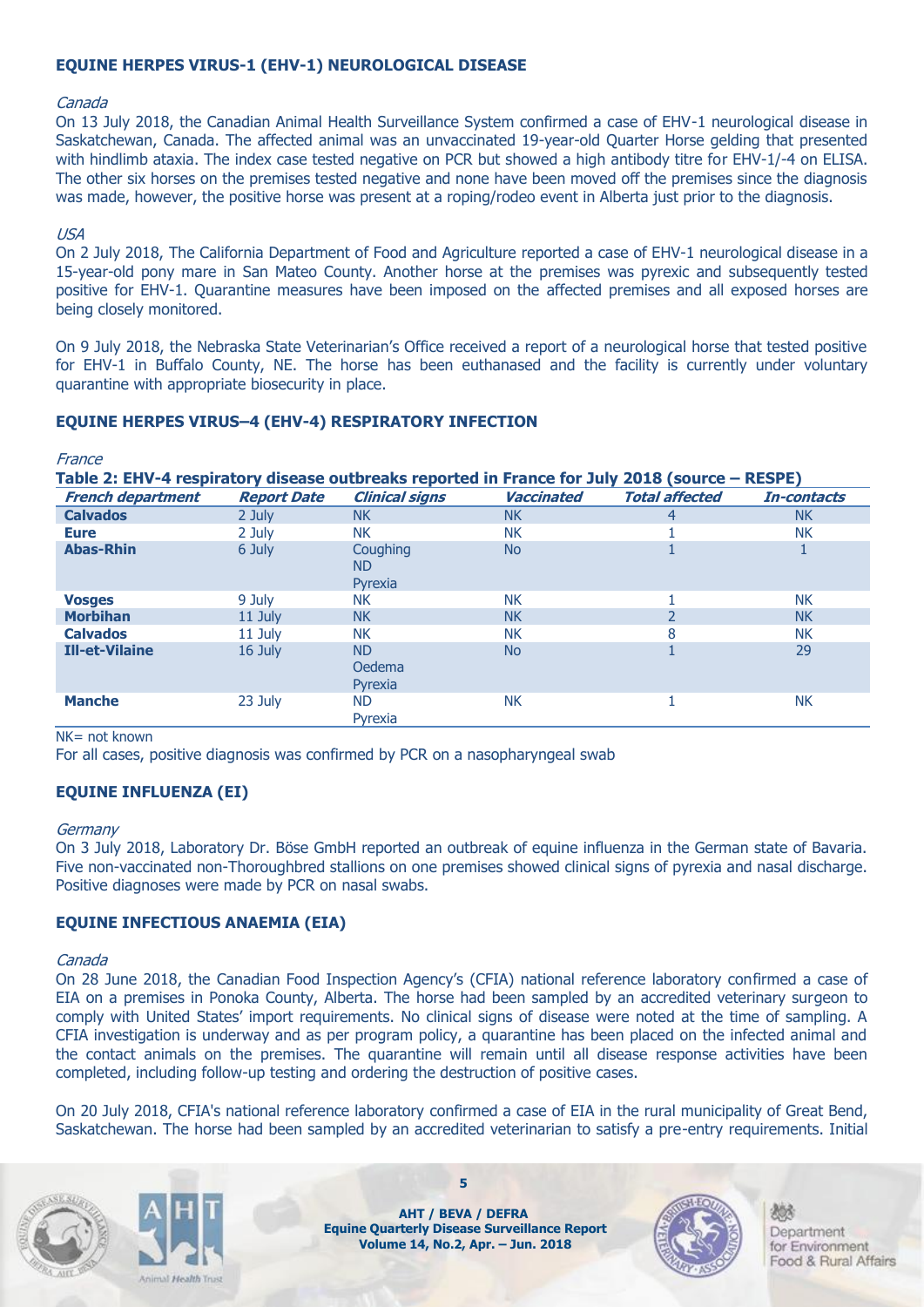### EQUINE HERPES VIRUS-1 (EHV-1) NEUROLOGICAL DISEASE

*Canada*

On 13 July 2018, the Canadian Animal Health Surveillance System confirmed a case of EHV-1 neurological disease in Saskatchewan, Canada. The affected animal was an unvaccinated 19-year-old Quarter Horse gelding that presented with hindlimb ataxia. The index case tested negative on PCR but showed a high antibody titre for EHV-1/-4 on ELISA. The other six horses on the premises tested negative and none have been moved off the premises since the diagnosis was made, however, the positive horse was present at a roping/rodeo event in Alberta just prior to the diagnosis.

*USA*

On 2 July 2018, The California Department of Food and Agriculture reported a case of EHV-1 neurological disease in a 15-year-old pony mare in San Mateo County. Another horse at the premises was pyrexic and subsequently tested positive for EHV-1. Quarantine measures have been imposed on the affected premises and all exposed horses are being closely monitored.

On 9 July 2018, the Nebraska State Veterinarian's Office received a report of a neurological horse that tested positive for EHV-1 in Buffalo County, NE. The horse has been euthanased and the facility is currently under voluntary quarantine with appropriate biosecurity in place.

### EQUINE HERPES VIRUS–4 (EHV-4) RESPIRATORY INFECTION

*France*

**Table 2: EHV-4 respiratory disease outbreaks reported in France for July 2018 (source – RESPE)**

| French department | Report Date | Clinical signs | Vaccinated | Total affected | In-contacts |
|---|---|---|---|---|---|
| **Calvados** | 2 July | NK | NK | 4 | NK |
| **Eure** | 2 July | NK | NK | 1 | NK |
| **Abas-Rhin** | 6 July | Coughing<br>ND<br>Pyrexia | No | 1 | 1 |
| **Vosges** | 9 July | NK | NK | 1 | NK |
| **Morbihan** | 11 July | NK | NK | 2 | NK |
| **Calvados** | 11 July | NK | NK | 8 | NK |
| **Ill-et-Vilaine** | 16 July | ND<br>Oedema<br>Pyrexia | No | 1 | 29 |
| **Manche** | 23 July | ND<br>Pyrexia | NK | 1 | NK |

NK= not known

For all cases, positive diagnosis was confirmed by PCR on a nasopharyngeal swab

### EQUINE INFLUENZA (EI)

*Germany*

On 3 July 2018, Laboratory Dr. Böse GmbH reported an outbreak of equine influenza in the German state of Bavaria. Five non-vaccinated non-Thoroughbred stallions on one premises showed clinical signs of pyrexia and nasal discharge. Positive diagnoses were made by PCR on nasal swabs.

### EQUINE INFECTIOUS ANAEMIA (EIA)

*Canada*

On 28 June 2018, the Canadian Food Inspection Agency's (CFIA) national reference laboratory confirmed a case of EIA on a premises in Ponoka County, Alberta. The horse had been sampled by an accredited veterinary surgeon to comply with United States' import requirements. No clinical signs of disease were noted at the time of sampling. A CFIA investigation is underway and as per program policy, a quarantine has been placed on the infected animal and the contact animals on the premises. The quarantine will remain until all disease response activities have been completed, including follow-up testing and ordering the destruction of positive cases.

On 20 July 2018, CFIA's national reference laboratory confirmed a case of EIA in the rural municipality of Great Bend, Saskatchewan. The horse had been sampled by an accredited veterinarian to satisfy a pre-entry requirements. Initial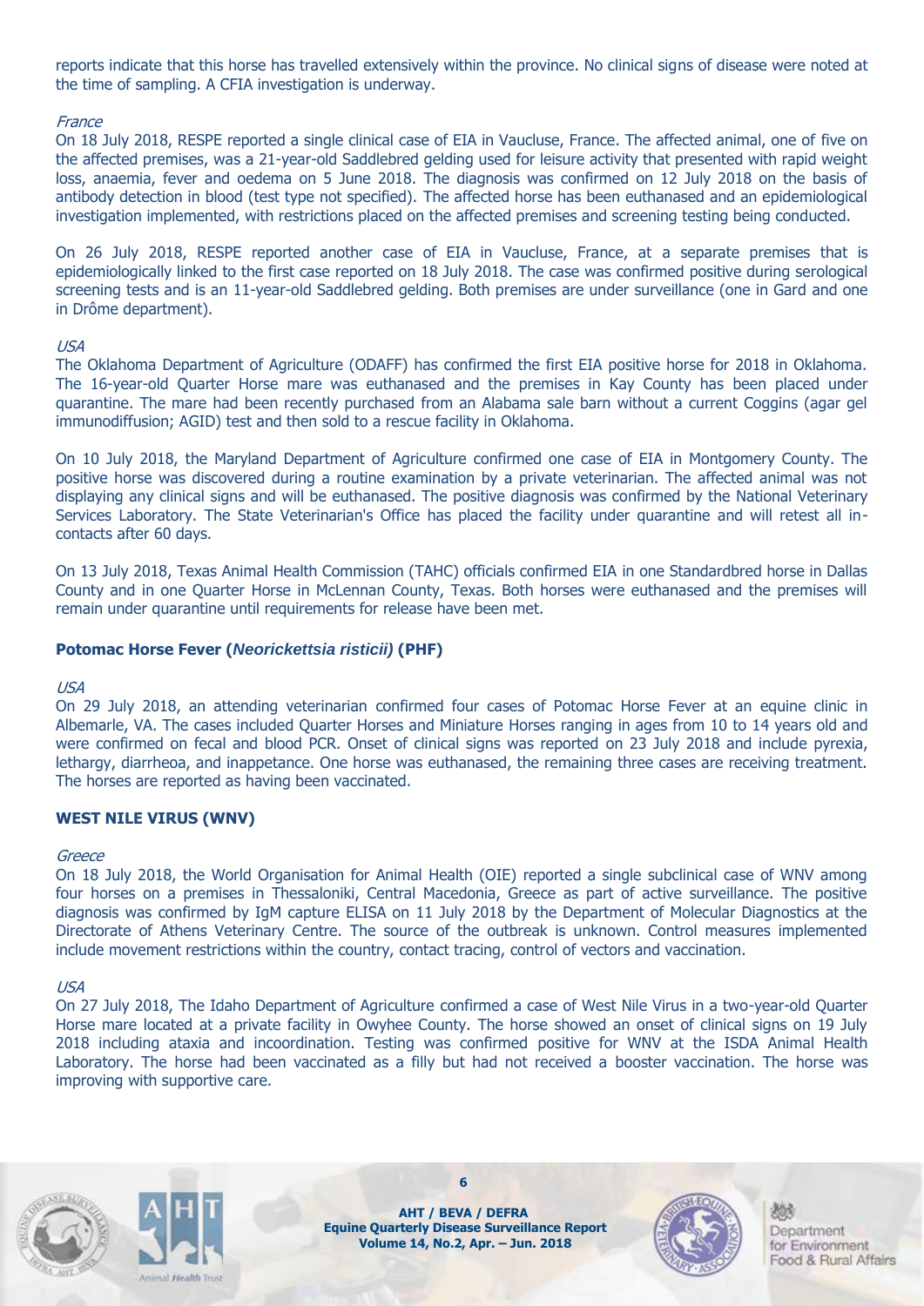reports indicate that this horse has travelled extensively within the province. No clinical signs of disease were noted at the time of sampling. A CFIA investigation is underway.

*France*

On 18 July 2018, RESPE reported a single clinical case of EIA in Vaucluse, France. The affected animal, one of five on the affected premises, was a 21-year-old Saddlebred gelding used for leisure activity that presented with rapid weight loss, anaemia, fever and oedema on 5 June 2018. The diagnosis was confirmed on 12 July 2018 on the basis of antibody detection in blood (test type not specified). The affected horse has been euthanased and an epidemiological investigation implemented, with restrictions placed on the affected premises and screening testing being conducted.

On 26 July 2018, RESPE reported another case of EIA in Vaucluse, France, at a separate premises that is epidemiologically linked to the first case reported on 18 July 2018. The case was confirmed positive during serological screening tests and is an 11-year-old Saddlebred gelding. Both premises are under surveillance (one in Gard and one in Drôme department).

*USA*

The Oklahoma Department of Agriculture (ODAFF) has confirmed the first EIA positive horse for 2018 in Oklahoma. The 16-year-old Quarter Horse mare was euthanased and the premises in Kay County has been placed under quarantine. The mare had been recently purchased from an Alabama sale barn without a current Coggins (agar gel immunodiffusion; AGID) test and then sold to a rescue facility in Oklahoma.

On 10 July 2018, the Maryland Department of Agriculture confirmed one case of EIA in Montgomery County. The positive horse was discovered during a routine examination by a private veterinarian. The affected animal was not displaying any clinical signs and will be euthanased. The positive diagnosis was confirmed by the National Veterinary Services Laboratory. The State Veterinarian's Office has placed the facility under quarantine and will retest all in-contacts after 60 days.

On 13 July 2018, Texas Animal Health Commission (TAHC) officials confirmed EIA in one Standardbred horse in Dallas County and in one Quarter Horse in McLennan County, Texas. Both horses were euthanased and the premises will remain under quarantine until requirements for release have been met.

### Potomac Horse Fever (*Neorickettsia risticii)* (PHF)

*USA*

On 29 July 2018, an attending veterinarian confirmed four cases of Potomac Horse Fever at an equine clinic in Albemarle, VA. The cases included Quarter Horses and Miniature Horses ranging in ages from 10 to 14 years old and were confirmed on fecal and blood PCR. Onset of clinical signs was reported on 23 July 2018 and include pyrexia, lethargy, diarrheoa, and inappetance. One horse was euthanased, the remaining three cases are receiving treatment. The horses are reported as having been vaccinated.

### WEST NILE VIRUS (WNV)

*Greece*

On 18 July 2018, the World Organisation for Animal Health (OIE) reported a single subclinical case of WNV among four horses on a premises in Thessaloniki, Central Macedonia, Greece as part of active surveillance. The positive diagnosis was confirmed by IgM capture ELISA on 11 July 2018 by the Department of Molecular Diagnostics at the Directorate of Athens Veterinary Centre. The source of the outbreak is unknown. Control measures implemented include movement restrictions within the country, contact tracing, control of vectors and vaccination.

*USA*

On 27 July 2018, The Idaho Department of Agriculture confirmed a case of West Nile Virus in a two-year-old Quarter Horse mare located at a private facility in Owyhee County. The horse showed an onset of clinical signs on 19 July 2018 including ataxia and incoordination. Testing was confirmed positive for WNV at the ISDA Animal Health Laboratory. The horse had been vaccinated as a filly but had not received a booster vaccination. The horse was improving with supportive care.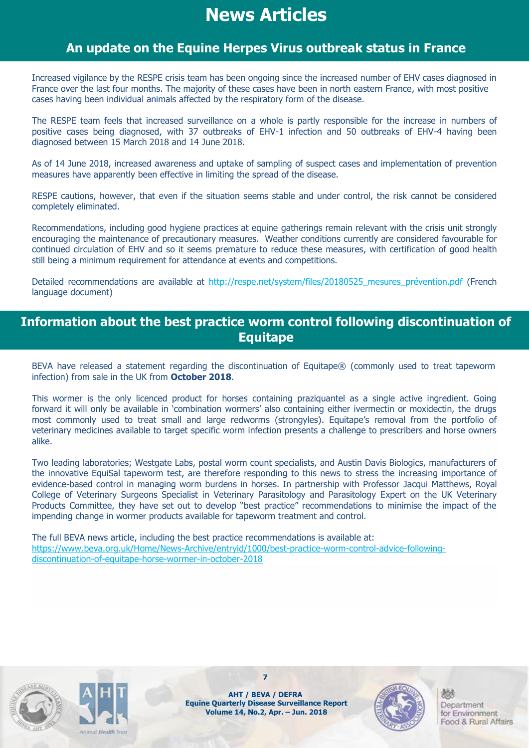# News Articles

## An update on the Equine Herpes Virus outbreak status in France

Increased vigilance by the RESPE crisis team has been ongoing since the increased number of EHV cases diagnosed in France over the last four months. The majority of these cases have been in north eastern France, with most positive cases having been individual animals affected by the respiratory form of the disease.

The RESPE team feels that increased surveillance on a whole is partly responsible for the increase in numbers of positive cases being diagnosed, with 37 outbreaks of EHV-1 infection and 50 outbreaks of EHV-4 having been diagnosed between 15 March 2018 and 14 June 2018.

As of 14 June 2018, increased awareness and uptake of sampling of suspect cases and implementation of prevention measures have apparently been effective in limiting the spread of the disease.

RESPE cautions, however, that even if the situation seems stable and under control, the risk cannot be considered completely eliminated.

Recommendations, including good hygiene practices at equine gatherings remain relevant with the crisis unit strongly encouraging the maintenance of precautionary measures. Weather conditions currently are considered favourable for continued circulation of EHV and so it seems premature to reduce these measures, with certification of good health still being a minimum requirement for attendance at events and competitions.

Detailed recommendations are available at http://respe.net/system/files/20180525_mesures_prévention.pdf (French language document)

## Information about the best practice worm control following discontinuation of Equitape

BEVA have released a statement regarding the discontinuation of Equitape® (commonly used to treat tapeworm infection) from sale in the UK from **October 2018**.

This wormer is the only licenced product for horses containing praziquantel as a single active ingredient. Going forward it will only be available in 'combination wormers' also containing either ivermectin or moxidectin, the drugs most commonly used to treat small and large redworms (strongyles). Equitape's removal from the portfolio of veterinary medicines available to target specific worm infection presents a challenge to prescribers and horse owners alike.

Two leading laboratories; Westgate Labs, postal worm count specialists, and Austin Davis Biologics, manufacturers of the innovative EquiSal tapeworm test, are therefore responding to this news to stress the increasing importance of evidence-based control in managing worm burdens in horses. In partnership with Professor Jacqui Matthews, Royal College of Veterinary Surgeons Specialist in Veterinary Parasitology and Parasitology Expert on the UK Veterinary Products Committee, they have set out to develop "best practice" recommendations to minimise the impact of the impending change in wormer products available for tapeworm treatment and control.

The full BEVA news article, including the best practice recommendations is available at:
https://www.beva.org.uk/Home/News-Archive/entryid/1000/best-practice-worm-control-advice-following-discontinuation-of-equitape-horse-wormer-in-october-2018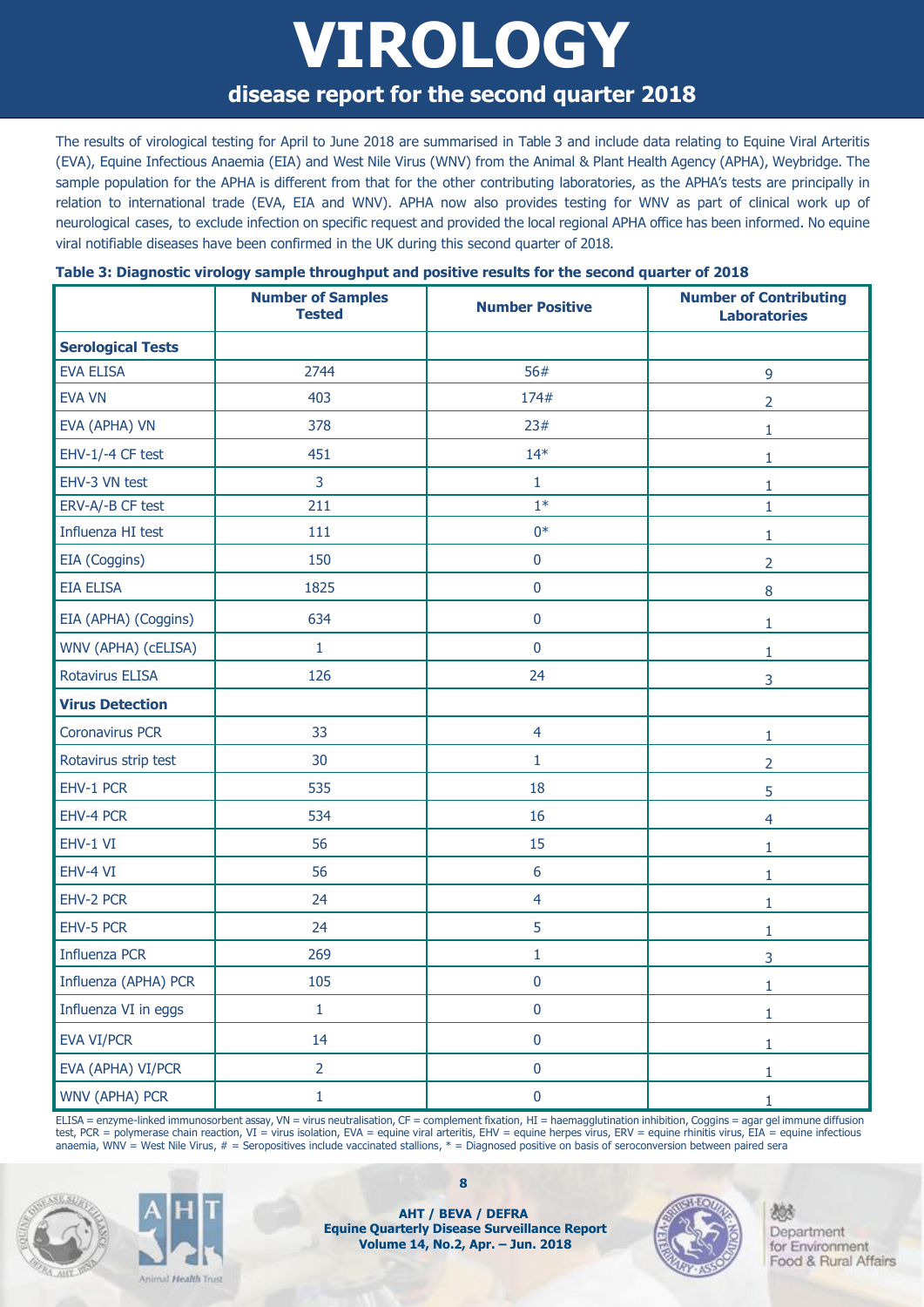# VIROLOGY

## disease report for the second quarter 2018

The results of virological testing for April to June 2018 are summarised in Table 3 and include data relating to Equine Viral Arteritis (EVA), Equine Infectious Anaemia (EIA) and West Nile Virus (WNV) from the Animal & Plant Health Agency (APHA), Weybridge. The sample population for the APHA is different from that for the other contributing laboratories, as the APHA's tests are principally in relation to international trade (EVA, EIA and WNV). APHA now also provides testing for WNV as part of clinical work up of neurological cases, to exclude infection on specific request and provided the local regional APHA office has been informed. No equine viral notifiable diseases have been confirmed in the UK during this second quarter of 2018.

**Table 3: Diagnostic virology sample throughput and positive results for the second quarter of 2018**

| | Number of Samples Tested | Number Positive | Number of Contributing Laboratories |
|---|---|---|---|
| **Serological Tests** | | | |
| EVA ELISA | 2744 | 56# | 9 |
| EVA VN | 403 | 174# | 2 |
| EVA (APHA) VN | 378 | 23# | 1 |
| EHV-1/-4 CF test | 451 | 14* | 1 |
| EHV-3 VN test | 3 | 1 | 1 |
| ERV-A/-B CF test | 211 | 1* | 1 |
| Influenza HI test | 111 | 0* | 1 |
| EIA (Coggins) | 150 | 0 | 2 |
| EIA ELISA | 1825 | 0 | 8 |
| EIA (APHA) (Coggins) | 634 | 0 | 1 |
| WNV (APHA) (cELISA) | 1 | 0 | 1 |
| Rotavirus ELISA | 126 | 24 | 3 |
| **Virus Detection** | | | |
| Coronavirus PCR | 33 | 4 | 1 |
| Rotavirus strip test | 30 | 1 | 2 |
| EHV-1 PCR | 535 | 18 | 5 |
| EHV-4 PCR | 534 | 16 | 4 |
| EHV-1 VI | 56 | 15 | 1 |
| EHV-4 VI | 56 | 6 | 1 |
| EHV-2 PCR | 24 | 4 | 1 |
| EHV-5 PCR | 24 | 5 | 1 |
| Influenza PCR | 269 | 1 | 3 |
| Influenza (APHA) PCR | 105 | 0 | 1 |
| Influenza VI in eggs | 1 | 0 | 1 |
| EVA VI/PCR | 14 | 0 | 1 |
| EVA (APHA) VI/PCR | 2 | 0 | 1 |
| WNV (APHA) PCR | 1 | 0 | 1 |

ELISA = enzyme-linked immunosorbent assay, VN = virus neutralisation, CF = complement fixation, HI = haemagglutination inhibition, Coggins = agar gel immune diffusion test, PCR = polymerase chain reaction, VI = virus isolation, EVA = equine viral arteritis, EHV = equine herpes virus, ERV = equine rhinitis virus, EIA = equine infectious anaemia, WNV = West Nile Virus, # = Seropositives include vaccinated stallions, * = Diagnosed positive on basis of seroconversion between paired sera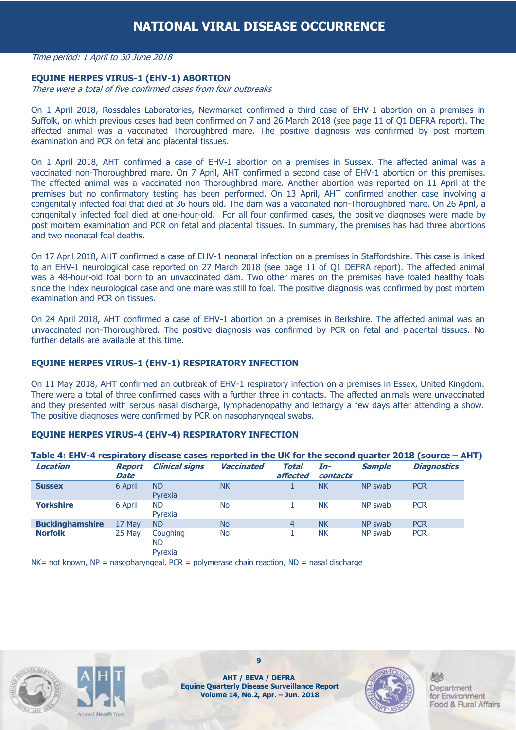# NATIONAL VIRAL DISEASE OCCURRENCE

*Time period: 1 April to 30 June 2018*

## EQUINE HERPES VIRUS-1 (EHV-1) ABORTION

*There were a total of five confirmed cases from four outbreaks*

On 1 April 2018, Rossdales Laboratories, Newmarket confirmed a third case of EHV-1 abortion on a premises in Suffolk, on which previous cases had been confirmed on 7 and 26 March 2018 (see page 11 of Q1 DEFRA report). The affected animal was a vaccinated Thoroughbred mare. The positive diagnosis was confirmed by post mortem examination and PCR on fetal and placental tissues.

On 1 April 2018, AHT confirmed a case of EHV-1 abortion on a premises in Sussex. The affected animal was a vaccinated non-Thoroughbred mare. On 7 April, AHT confirmed a second case of EHV-1 abortion on this premises. The affected animal was a vaccinated non-Thoroughbred mare. Another abortion was reported on 11 April at the premises but no confirmatory testing has been performed. On 13 April, AHT confirmed another case involving a congenitally infected foal that died at 36 hours old. The dam was a vaccinated non-Thoroughbred mare. On 26 April, a congenitally infected foal died at one-hour-old. For all four confirmed cases, the positive diagnoses were made by post mortem examination and PCR on fetal and placental tissues. In summary, the premises has had three abortions and two neonatal foal deaths.

On 17 April 2018, AHT confirmed a case of EHV-1 neonatal infection on a premises in Staffordshire. This case is linked to an EHV-1 neurological case reported on 27 March 2018 (see page 11 of Q1 DEFRA report). The affected animal was a 48-hour-old foal born to an unvaccinated dam. Two other mares on the premises have foaled healthy foals since the index neurological case and one mare was still to foal. The positive diagnosis was confirmed by post mortem examination and PCR on tissues.

On 24 April 2018, AHT confirmed a case of EHV-1 abortion on a premises in Berkshire. The affected animal was an unvaccinated non-Thoroughbred. The positive diagnosis was confirmed by PCR on fetal and placental tissues. No further details are available at this time.

## EQUINE HERPES VIRUS-1 (EHV-1) RESPIRATORY INFECTION

On 11 May 2018, AHT confirmed an outbreak of EHV-1 respiratory infection on a premises in Essex, United Kingdom. There were a total of three confirmed cases with a further three in contacts. The affected animals were unvaccinated and they presented with serous nasal discharge, lymphadenopathy and lethargy a few days after attending a show. The positive diagnoses were confirmed by PCR on nasopharyngeal swabs.

## EQUINE HERPES VIRUS-4 (EHV-4) RESPIRATORY INFECTION

**Table 4: EHV-4 respiratory disease cases reported in the UK for the second quarter 2018 (source – AHT)**

| *Location* | *Report Date* | *Clinical signs* | *Vaccinated* | *Total affected* | *In-contacts* | *Sample* | *Diagnostics* |
|---|---|---|---|---|---|---|---|
| **Sussex** | 6 April | ND Pyrexia | NK | 1 | NK | NP swab | PCR |
| **Yorkshire** | 6 April | ND Pyrexia | No | 1 | NK | NP swab | PCR |
| **Buckinghamshire** | 17 May | ND | No | 4 | NK | NP swab | PCR |
| **Norfolk** | 25 May | Coughing ND Pyrexia | No | 1 | NK | NP swab | PCR |

NK= not known, NP = nasopharyngeal, PCR = polymerase chain reaction, ND = nasal discharge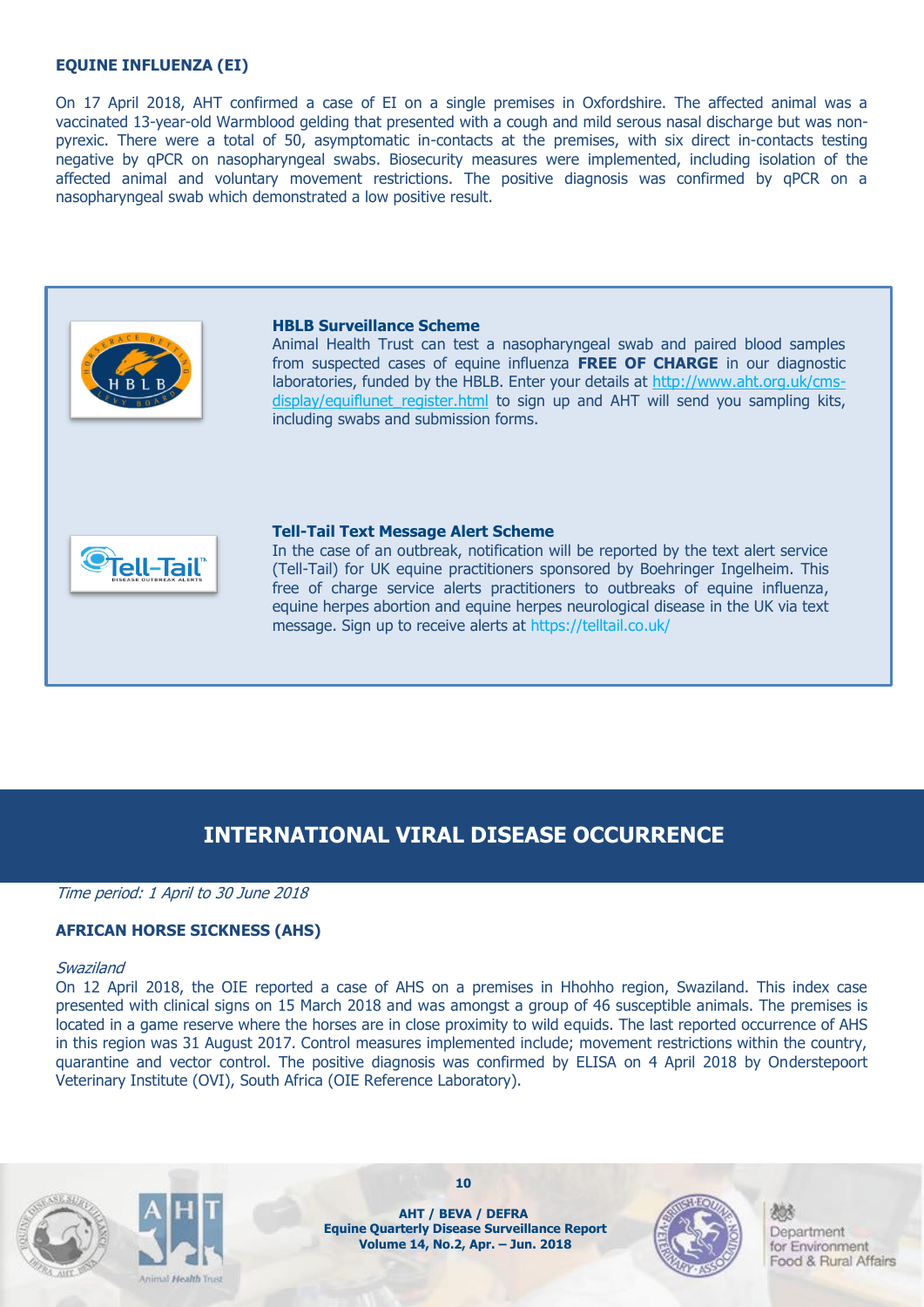### EQUINE INFLUENZA (EI)

On 17 April 2018, AHT confirmed a case of EI on a single premises in Oxfordshire. The affected animal was a vaccinated 13-year-old Warmblood gelding that presented with a cough and mild serous nasal discharge but was non-pyrexic. There were a total of 50, asymptomatic in-contacts at the premises, with six direct in-contacts testing negative by qPCR on nasopharyngeal swabs. Biosecurity measures were implemented, including isolation of the affected animal and voluntary movement restrictions. The positive diagnosis was confirmed by qPCR on a nasopharyngeal swab which demonstrated a low positive result.

**HBLB Surveillance Scheme**
Animal Health Trust can test a nasopharyngeal swab and paired blood samples from suspected cases of equine influenza **FREE OF CHARGE** in our diagnostic laboratories, funded by the HBLB. Enter your details at http://www.aht.org.uk/cms-display/equiflunet_register.html to sign up and AHT will send you sampling kits, including swabs and submission forms.

**Tell-Tail Text Message Alert Scheme**
In the case of an outbreak, notification will be reported by the text alert service (Tell-Tail) for UK equine practitioners sponsored by Boehringer Ingelheim. This free of charge service alerts practitioners to outbreaks of equine influenza, equine herpes abortion and equine herpes neurological disease in the UK via text message. Sign up to receive alerts at https://telltail.co.uk/

## INTERNATIONAL VIRAL DISEASE OCCURRENCE

*Time period: 1 April to 30 June 2018*

### AFRICAN HORSE SICKNESS (AHS)

*Swaziland*
On 12 April 2018, the OIE reported a case of AHS on a premises in Hhohho region, Swaziland. This index case presented with clinical signs on 15 March 2018 and was amongst a group of 46 susceptible animals. The premises is located in a game reserve where the horses are in close proximity to wild equids. The last reported occurrence of AHS in this region was 31 August 2017. Control measures implemented include; movement restrictions within the country, quarantine and vector control. The positive diagnosis was confirmed by ELISA on 4 April 2018 by Onderstepoort Veterinary Institute (OVI), South Africa (OIE Reference Laboratory).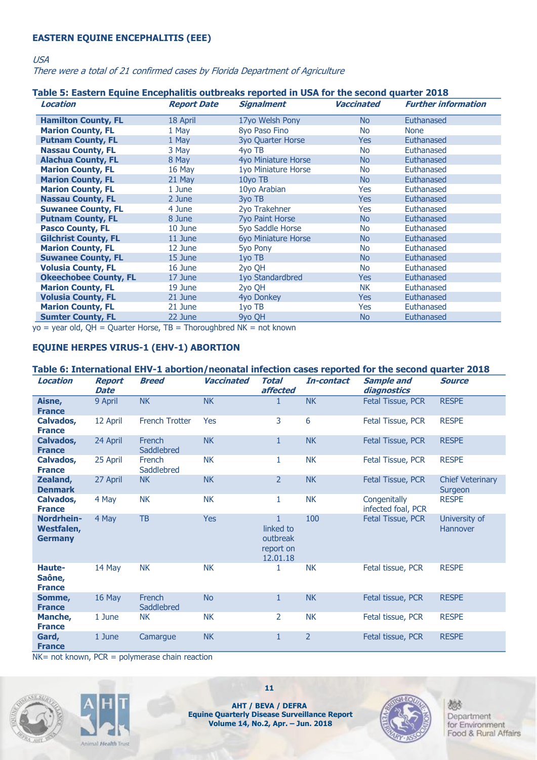## EASTERN EQUINE ENCEPHALITIS (EEE)

*USA*

*There were a total of 21 confirmed cases by Florida Department of Agriculture*

**Table 5: Eastern Equine Encephalitis outbreaks reported in USA for the second quarter 2018**

| *Location* | *Report Date* | *Signalment* | *Vaccinated* | *Further information* |
|---|---|---|---|---|
| **Hamilton County, FL** | 18 April | 17yo Welsh Pony | No | Euthanased |
| **Marion County, FL** | 1 May | 8yo Paso Fino | No | None |
| **Putnam County, FL** | 1 May | 3yo Quarter Horse | Yes | Euthanased |
| **Nassau County, FL** | 3 May | 4yo TB | No | Euthanased |
| **Alachua County, FL** | 8 May | 4yo Miniature Horse | No | Euthanased |
| **Marion County, FL** | 16 May | 1yo Miniature Horse | No | Euthanased |
| **Marion County, FL** | 21 May | 10yo TB | No | Euthanased |
| **Marion County, FL** | 1 June | 10yo Arabian | Yes | Euthanased |
| **Nassau County, FL** | 2 June | 3yo TB | Yes | Euthanased |
| **Suwanee County, FL** | 4 June | 2yo Trakehner | Yes | Euthanased |
| **Putnam County, FL** | 8 June | 7yo Paint Horse | No | Euthanased |
| **Pasco County, FL** | 10 June | 5yo Saddle Horse | No | Euthanased |
| **Gilchrist County, FL** | 11 June | 6yo Miniature Horse | No | Euthanased |
| **Marion County, FL** | 12 June | 5yo Pony | No | Euthanased |
| **Suwanee County, FL** | 15 June | 1yo TB | No | Euthanased |
| **Volusia County, FL** | 16 June | 2yo QH | No | Euthanased |
| **Okeechobee County, FL** | 17 June | 1yo Standardbred | Yes | Euthanased |
| **Marion County, FL** | 19 June | 2yo QH | NK | Euthanased |
| **Volusia County, FL** | 21 June | 4yo Donkey | Yes | Euthanased |
| **Marion County, FL** | 21 June | 1yo TB | Yes | Euthanased |
| **Sumter County, FL** | 22 June | 9yo QH | No | Euthanased |

yo = year old, QH = Quarter Horse, TB = Thoroughbred NK = not known

## EQUINE HERPES VIRUS-1 (EHV-1) ABORTION

**Table 6: International EHV-1 abortion/neonatal infection cases reported for the second quarter 2018**

| *Location* | *Report Date* | *Breed* | *Vaccinated* | *Total affected* | *In-contact* | *Sample and diagnostics* | *Source* |
|---|---|---|---|---|---|---|---|
| **Aisne, France** | 9 April | NK | NK | 1 | NK | Fetal Tissue, PCR | RESPE |
| **Calvados, France** | 12 April | French Trotter | Yes | 3 | 6 | Fetal Tissue, PCR | RESPE |
| **Calvados, France** | 24 April | French Saddlebred | NK | 1 | NK | Fetal Tissue, PCR | RESPE |
| **Calvados, France** | 25 April | French Saddlebred | NK | 1 | NK | Fetal Tissue, PCR | RESPE |
| **Zealand, Denmark** | 27 April | NK | NK | 2 | NK | Fetal Tissue, PCR | Chief Veterinary Surgeon |
| **Calvados, France** | 4 May | NK | NK | 1 | NK | Congenitally infected foal, PCR | RESPE |
| **Nordrhein-Westfalen, Germany** | 4 May | TB | Yes | 1 linked to outbreak report on 12.01.18 | 100 | Fetal Tissue, PCR | University of Hannover |
| **Haute-Saône, France** | 14 May | NK | NK | 1 | NK | Fetal tissue, PCR | RESPE |
| **Somme, France** | 16 May | French Saddlebred | No | 1 | NK | Fetal tissue, PCR | RESPE |
| **Manche, France** | 1 June | NK | NK | 2 | NK | Fetal tissue, PCR | RESPE |
| **Gard, France** | 1 June | Camargue | NK | 1 | 2 | Fetal tissue, PCR | RESPE |

NK= not known, PCR = polymerase chain reaction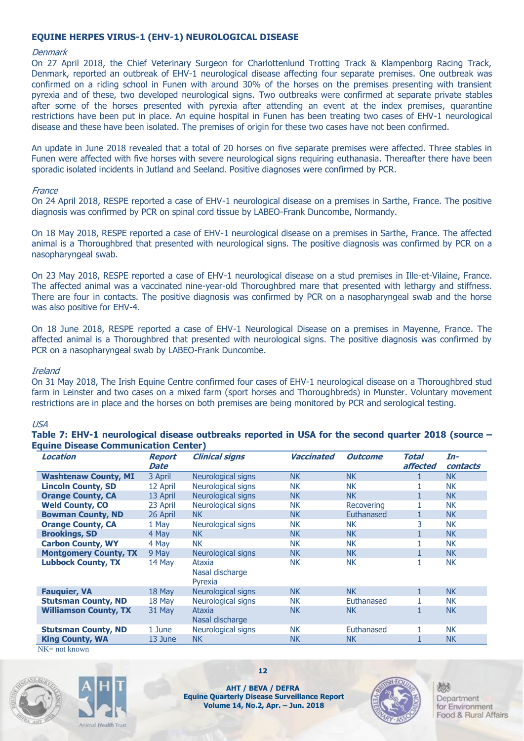## EQUINE HERPES VIRUS-1 (EHV-1) NEUROLOGICAL DISEASE

*Denmark*

On 27 April 2018, the Chief Veterinary Surgeon for Charlottenlund Trotting Track & Klampenborg Racing Track, Denmark, reported an outbreak of EHV-1 neurological disease affecting four separate premises. One outbreak was confirmed on a riding school in Funen with around 30% of the horses on the premises presenting with transient pyrexia and of these, two developed neurological signs. Two outbreaks were confirmed at separate private stables after some of the horses presented with pyrexia after attending an event at the index premises, quarantine restrictions have been put in place. An equine hospital in Funen has been treating two cases of EHV-1 neurological disease and these have been isolated. The premises of origin for these two cases have not been confirmed.

An update in June 2018 revealed that a total of 20 horses on five separate premises were affected. Three stables in Funen were affected with five horses with severe neurological signs requiring euthanasia. Thereafter there have been sporadic isolated incidents in Jutland and Seeland. Positive diagnoses were confirmed by PCR.

*France*

On 24 April 2018, RESPE reported a case of EHV-1 neurological disease on a premises in Sarthe, France. The positive diagnosis was confirmed by PCR on spinal cord tissue by LABEO-Frank Duncombe, Normandy.

On 18 May 2018, RESPE reported a case of EHV-1 neurological disease on a premises in Sarthe, France. The affected animal is a Thoroughbred that presented with neurological signs. The positive diagnosis was confirmed by PCR on a nasopharyngeal swab.

On 23 May 2018, RESPE reported a case of EHV-1 neurological disease on a stud premises in Ille-et-Vilaine, France. The affected animal was a vaccinated nine-year-old Thoroughbred mare that presented with lethargy and stiffness. There are four in contacts. The positive diagnosis was confirmed by PCR on a nasopharyngeal swab and the horse was also positive for EHV-4.

On 18 June 2018, RESPE reported a case of EHV-1 Neurological Disease on a premises in Mayenne, France. The affected animal is a Thoroughbred that presented with neurological signs. The positive diagnosis was confirmed by PCR on a nasopharyngeal swab by LABEO-Frank Duncombe.

*Ireland*

On 31 May 2018, The Irish Equine Centre confirmed four cases of EHV-1 neurological disease on a Thoroughbred stud farm in Leinster and two cases on a mixed farm (sport horses and Thoroughbreds) in Munster. Voluntary movement restrictions are in place and the horses on both premises are being monitored by PCR and serological testing.

*USA*

**Table 7: EHV-1 neurological disease outbreaks reported in USA for the second quarter 2018 (source – Equine Disease Communication Center)**

| *Location* | *Report Date* | *Clinical signs* | *Vaccinated* | *Outcome* | *Total affected* | *In-contacts* |
|---|---|---|---|---|---|---|
| **Washtenaw County, MI** | 3 April | Neurological signs | NK | NK | 1 | NK |
| **Lincoln County, SD** | 12 April | Neurological signs | NK | NK | 1 | NK |
| **Orange County, CA** | 13 April | Neurological signs | NK | NK | 1 | NK |
| **Weld County, CO** | 23 April | Neurological signs | NK | Recovering | 1 | NK |
| **Bowman County, ND** | 26 April | NK | NK | Euthanased | 1 | NK |
| **Orange County, CA** | 1 May | Neurological signs | NK | NK | 3 | NK |
| **Brookings, SD** | 4 May | NK | NK | NK | 1 | NK |
| **Carbon County, WY** | 4 May | NK | NK | NK | 1 | NK |
| **Montgomery County, TX** | 9 May | Neurological signs | NK | NK | 1 | NK |
| **Lubbock County, TX** | 14 May | Ataxia<br>Nasal discharge<br>Pyrexia | NK | NK | 1 | NK |
| **Fauquier, VA** | 18 May | Neurological signs | NK | NK | 1 | NK |
| **Stutsman County, ND** | 18 May | Neurological signs | NK | Euthanased | 1 | NK |
| **Williamson County, TX** | 31 May | Ataxia<br>Nasal discharge | NK | NK | 1 | NK |
| **Stutsman County, ND** | 1 June | Neurological signs | NK | Euthanased | 1 | NK |
| **King County, WA** | 13 June | NK | NK | NK | 1 | NK |

NK= not known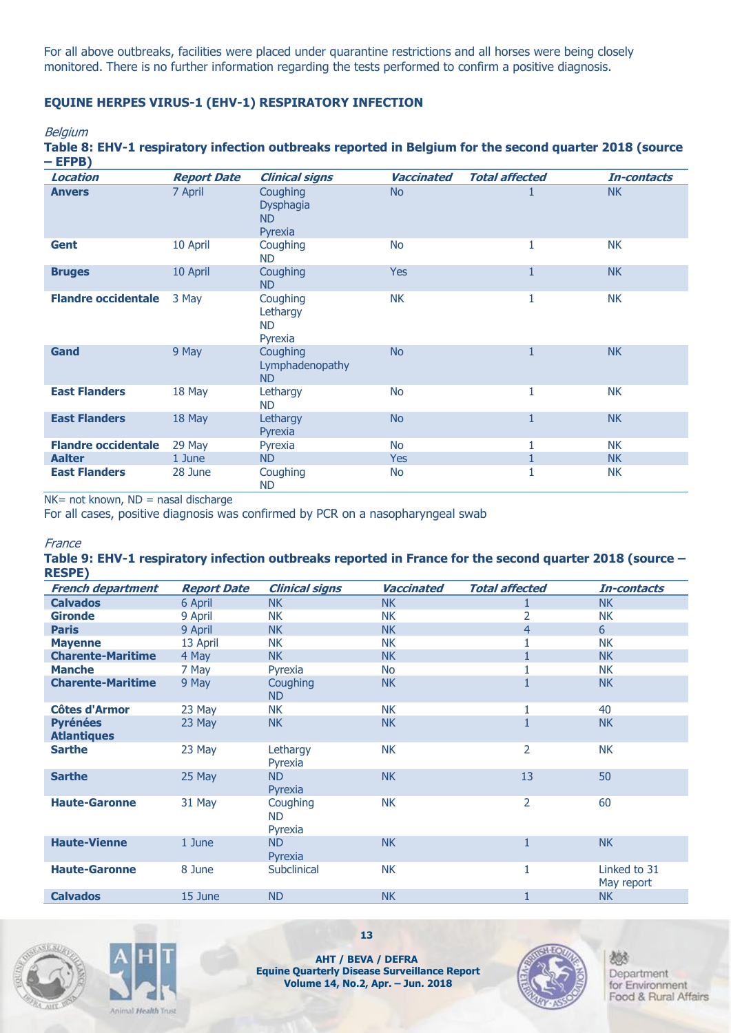For all above outbreaks, facilities were placed under quarantine restrictions and all horses were being closely monitored. There is no further information regarding the tests performed to confirm a positive diagnosis.

## EQUINE HERPES VIRUS-1 (EHV-1) RESPIRATORY INFECTION

*Belgium*

**Table 8: EHV-1 respiratory infection outbreaks reported in Belgium for the second quarter 2018 (source – EFPB)**

| *Location* | *Report Date* | *Clinical signs* | *Vaccinated* | *Total affected* | *In-contacts* |
|---|---|---|---|---|---|
| **Anvers** | 7 April | Coughing<br>Dysphagia<br>ND<br>Pyrexia | No | 1 | NK |
| **Gent** | 10 April | Coughing<br>ND | No | 1 | NK |
| **Bruges** | 10 April | Coughing<br>ND | Yes | 1 | NK |
| **Flandre occidentale** | 3 May | Coughing<br>Lethargy<br>ND<br>Pyrexia | NK | 1 | NK |
| **Gand** | 9 May | Coughing<br>Lymphadenopathy<br>ND | No | 1 | NK |
| **East Flanders** | 18 May | Lethargy<br>ND | No | 1 | NK |
| **East Flanders** | 18 May | Lethargy<br>Pyrexia | No | 1 | NK |
| **Flandre occidentale** | 29 May | Pyrexia | No | 1 | NK |
| **Aalter** | 1 June | ND | Yes | 1 | NK |
| **East Flanders** | 28 June | Coughing<br>ND | No | 1 | NK |

NK= not known, ND = nasal discharge

For all cases, positive diagnosis was confirmed by PCR on a nasopharyngeal swab

*France*

**Table 9: EHV-1 respiratory infection outbreaks reported in France for the second quarter 2018 (source – RESPE)**

| *French department* | *Report Date* | *Clinical signs* | *Vaccinated* | *Total affected* | *In-contacts* |
|---|---|---|---|---|---|
| **Calvados** | 6 April | NK | NK | 1 | NK |
| **Gironde** | 9 April | NK | NK | 2 | NK |
| **Paris** | 9 April | NK | NK | 4 | 6 |
| **Mayenne** | 13 April | NK | NK | 1 | NK |
| **Charente-Maritime** | 4 May | NK | NK | 1 | NK |
| **Manche** | 7 May | Pyrexia | No | 1 | NK |
| **Charente-Maritime** | 9 May | Coughing<br>ND | NK | 1 | NK |
| **Côtes d'Armor** | 23 May | NK | NK | 1 | 40 |
| **Pyrénées Atlantiques** | 23 May | NK | NK | 1 | NK |
| **Sarthe** | 23 May | Lethargy<br>Pyrexia | NK | 2 | NK |
| **Sarthe** | 25 May | ND<br>Pyrexia | NK | 13 | 50 |
| **Haute-Garonne** | 31 May | Coughing<br>ND<br>Pyrexia | NK | 2 | 60 |
| **Haute-Vienne** | 1 June | ND<br>Pyrexia | NK | 1 | NK |
| **Haute-Garonne** | 8 June | Subclinical | NK | 1 | Linked to 31 May report |
| **Calvados** | 15 June | ND | NK | 1 | NK |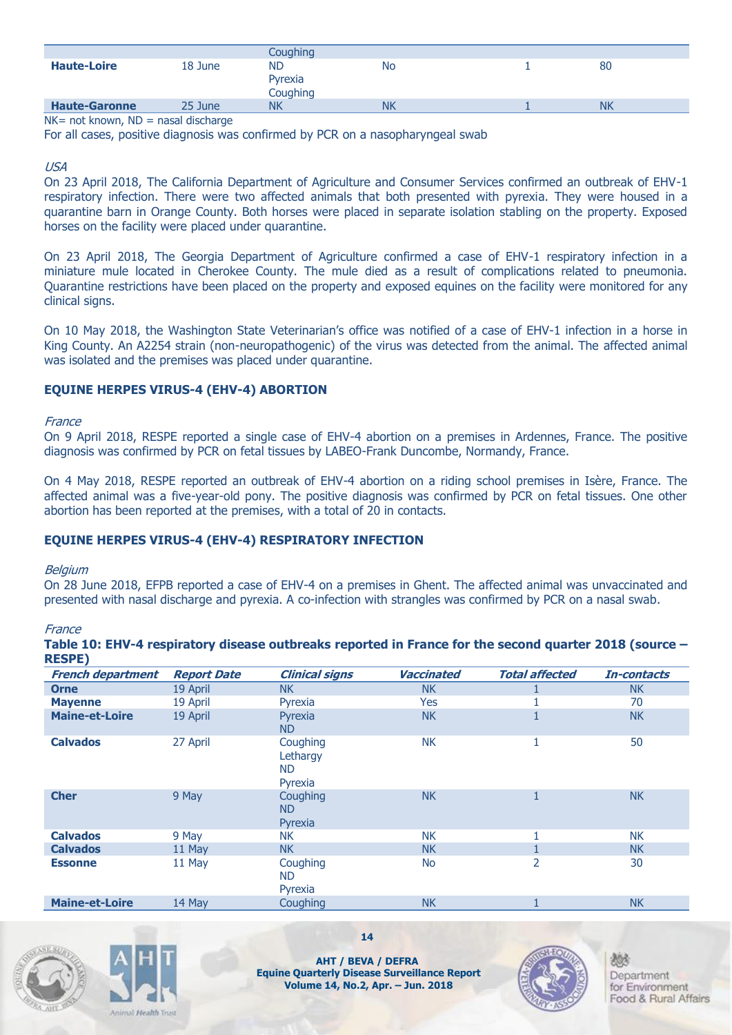| | | Coughing | | | |
|---|---|---|---|---|---|
| **Haute-Loire** | 18 June | ND<br>Pyrexia<br>Coughing | No | 1 | 80 |
| **Haute-Garonne** | 25 June | NK | NK | 1 | NK |

NK= not known, ND = nasal discharge

For all cases, positive diagnosis was confirmed by PCR on a nasopharyngeal swab

*USA*

On 23 April 2018, The California Department of Agriculture and Consumer Services confirmed an outbreak of EHV-1 respiratory infection. There were two affected animals that both presented with pyrexia. They were housed in a quarantine barn in Orange County. Both horses were placed in separate isolation stabling on the property. Exposed horses on the facility were placed under quarantine.

On 23 April 2018, The Georgia Department of Agriculture confirmed a case of EHV-1 respiratory infection in a miniature mule located in Cherokee County. The mule died as a result of complications related to pneumonia. Quarantine restrictions have been placed on the property and exposed equines on the facility were monitored for any clinical signs.

On 10 May 2018, the Washington State Veterinarian's office was notified of a case of EHV-1 infection in a horse in King County. An A2254 strain (non-neuropathogenic) of the virus was detected from the animal. The affected animal was isolated and the premises was placed under quarantine.

## EQUINE HERPES VIRUS-4 (EHV-4) ABORTION

*France*

On 9 April 2018, RESPE reported a single case of EHV-4 abortion on a premises in Ardennes, France. The positive diagnosis was confirmed by PCR on fetal tissues by LABEO-Frank Duncombe, Normandy, France.

On 4 May 2018, RESPE reported an outbreak of EHV-4 abortion on a riding school premises in Isère, France. The affected animal was a five-year-old pony. The positive diagnosis was confirmed by PCR on fetal tissues. One other abortion has been reported at the premises, with a total of 20 in contacts.

## EQUINE HERPES VIRUS-4 (EHV-4) RESPIRATORY INFECTION

*Belgium*

On 28 June 2018, EFPB reported a case of EHV-4 on a premises in Ghent. The affected animal was unvaccinated and presented with nasal discharge and pyrexia. A co-infection with strangles was confirmed by PCR on a nasal swab.

*France*

**Table 10: EHV-4 respiratory disease outbreaks reported in France for the second quarter 2018 (source – RESPE)**

| *French department* | *Report Date* | *Clinical signs* | *Vaccinated* | *Total affected* | *In-contacts* |
|---|---|---|---|---|---|
| **Orne** | 19 April | NK | NK | 1 | NK |
| **Mayenne** | 19 April | Pyrexia | Yes | 1 | 70 |
| **Maine-et-Loire** | 19 April | Pyrexia<br>ND | NK | 1 | NK |
| **Calvados** | 27 April | Coughing<br>Lethargy<br>ND<br>Pyrexia | NK | 1 | 50 |
| **Cher** | 9 May | Coughing<br>ND<br>Pyrexia | NK | 1 | NK |
| **Calvados** | 9 May | NK | NK | 1 | NK |
| **Calvados** | 11 May | NK | NK | 1 | NK |
| **Essonne** | 11 May | Coughing<br>ND<br>Pyrexia | No | 2 | 30 |
| **Maine-et-Loire** | 14 May | Coughing | NK | 1 | NK |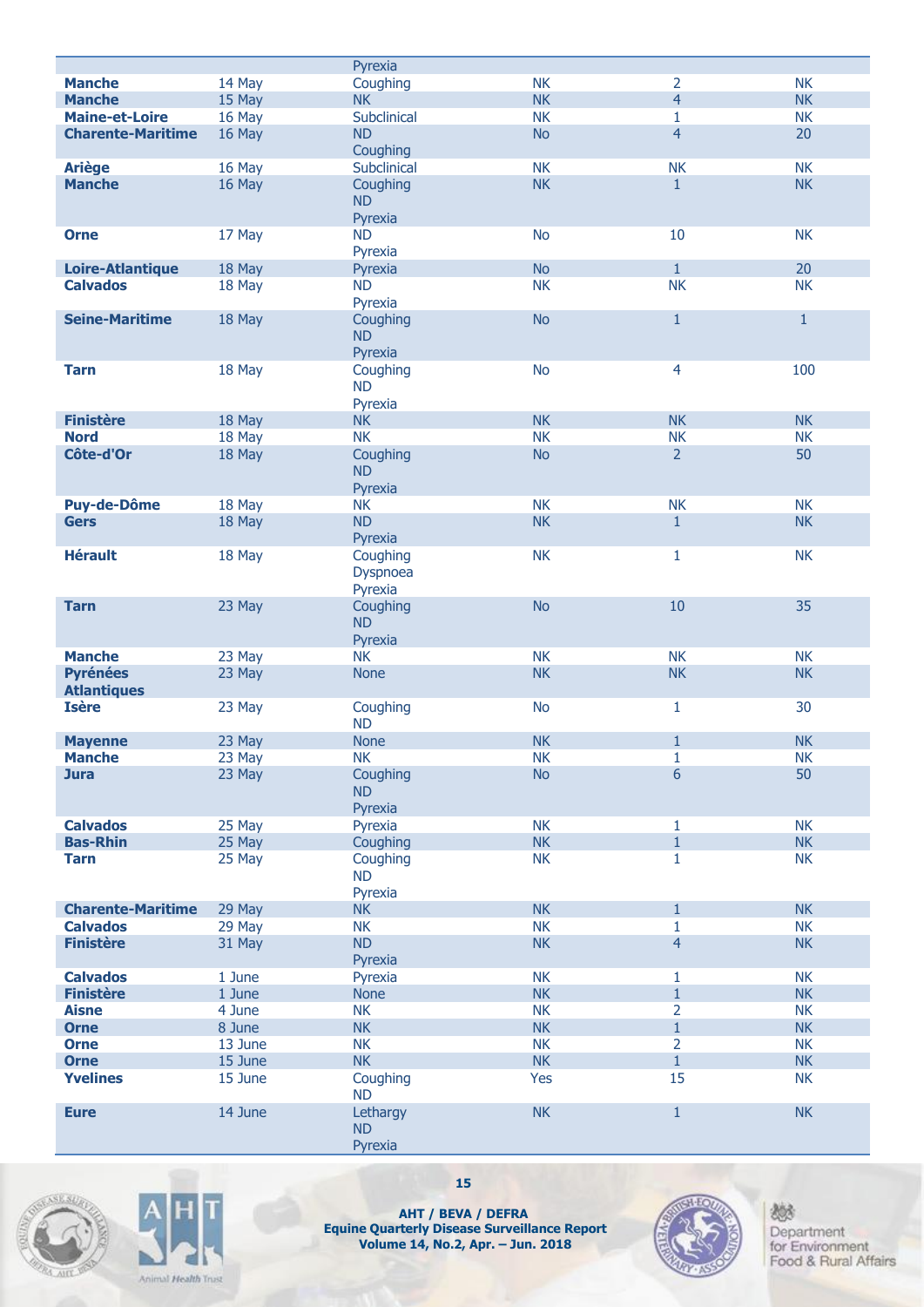| | | | | | |
|---|---|---|---|---|---|
| | | Pyrexia | | | |
| **Manche** | 14 May | Coughing | NK | 2 | NK |
| **Manche** | 15 May | NK | NK | 4 | NK |
| **Maine-et-Loire** | 16 May | Subclinical | NK | 1 | NK |
| **Charente-Maritime** | 16 May | ND<br>Coughing | No | 4 | 20 |
| **Ariège** | 16 May | Subclinical | NK | NK | NK |
| **Manche** | 16 May | Coughing<br>ND<br>Pyrexia | NK | 1 | NK |
| **Orne** | 17 May | ND<br>Pyrexia | No | 10 | NK |
| **Loire-Atlantique** | 18 May | Pyrexia | No | 1 | 20 |
| **Calvados** | 18 May | ND<br>Pyrexia | NK | NK | NK |
| **Seine-Maritime** | 18 May | Coughing<br>ND<br>Pyrexia | No | 1 | 1 |
| **Tarn** | 18 May | Coughing<br>ND<br>Pyrexia | No | 4 | 100 |
| **Finistère** | 18 May | NK | NK | NK | NK |
| **Nord** | 18 May | NK | NK | NK | NK |
| **Côte-d'Or** | 18 May | Coughing<br>ND<br>Pyrexia | No | 2 | 50 |
| **Puy-de-Dôme** | 18 May | NK | NK | NK | NK |
| **Gers** | 18 May | ND<br>Pyrexia | NK | 1 | NK |
| **Hérault** | 18 May | Coughing<br>Dyspnoea<br>Pyrexia | NK | 1 | NK |
| **Tarn** | 23 May | Coughing<br>ND<br>Pyrexia | No | 10 | 35 |
| **Manche** | 23 May | NK | NK | NK | NK |
| **Pyrénées Atlantiques** | 23 May | None | NK | NK | NK |
| **Isère** | 23 May | Coughing<br>ND | No | 1 | 30 |
| **Mayenne** | 23 May | None | NK | 1 | NK |
| **Manche** | 23 May | NK | NK | 1 | NK |
| **Jura** | 23 May | Coughing<br>ND<br>Pyrexia | No | 6 | 50 |
| **Calvados** | 25 May | Pyrexia | NK | 1 | NK |
| **Bas-Rhin** | 25 May | Coughing | NK | 1 | NK |
| **Tarn** | 25 May | Coughing<br>ND<br>Pyrexia | NK | 1 | NK |
| **Charente-Maritime** | 29 May | NK | NK | 1 | NK |
| **Calvados** | 29 May | NK | NK | 1 | NK |
| **Finistère** | 31 May | ND<br>Pyrexia | NK | 4 | NK |
| **Calvados** | 1 June | Pyrexia | NK | 1 | NK |
| **Finistère** | 1 June | None | NK | 1 | NK |
| **Aisne** | 4 June | NK | NK | 2 | NK |
| **Orne** | 8 June | NK | NK | 1 | NK |
| **Orne** | 13 June | NK | NK | 2 | NK |
| **Orne** | 15 June | NK | NK | 1 | NK |
| **Yvelines** | 15 June | Coughing<br>ND | Yes | 15 | NK |
| **Eure** | 14 June | Lethargy<br>ND<br>Pyrexia | NK | 1 | NK |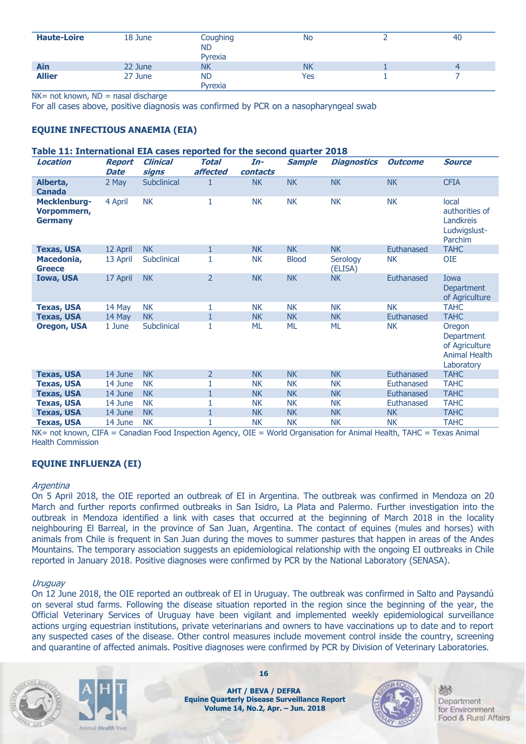| Haute-Loire | 18 June | Coughing<br>ND<br>Pyrexia | No | 2 | 40 |
|---|---|---|---|---|---|
| Ain | 22 June | NK | NK | 1 | 4 |
| Allier | 27 June | ND<br>Pyrexia | Yes | 1 | 7 |

NK= not known, ND = nasal discharge

For all cases above, positive diagnosis was confirmed by PCR on a nasopharyngeal swab

## EQUINE INFECTIOUS ANAEMIA (EIA)

**Table 11: International EIA cases reported for the second quarter 2018**

| Location | Report Date | Clinical signs | Total affected | In-contacts | Sample | Diagnostics | Outcome | Source |
|---|---|---|---|---|---|---|---|---|
| **Alberta, Canada** | 2 May | Subclinical | 1 | NK | NK | NK | NK | CFIA |
| **Mecklenburg-Vorpommern, Germany** | 4 April | NK | 1 | NK | NK | NK | NK | local authorities of Landkreis Ludwigslust-Parchim |
| **Texas, USA** | 12 April | NK | 1 | NK | NK | NK | Euthanased | TAHC |
| **Macedonia, Greece** | 13 April | Subclinical | 1 | NK | Blood | Serology (ELISA) | NK | OIE |
| **Iowa, USA** | 17 April | NK | 2 | NK | NK | NK | Euthanased | Iowa Department of Agriculture |
| **Texas, USA** | 14 May | NK | 1 | NK | NK | NK | NK | TAHC |
| **Texas, USA** | 14 May | NK | 1 | NK | NK | NK | Euthanased | TAHC |
| **Oregon, USA** | 1 June | Subclinical | 1 | ML | ML | ML | NK | Oregon Department of Agriculture Animal Health Laboratory |
| **Texas, USA** | 14 June | NK | 2 | NK | NK | NK | Euthanased | TAHC |
| **Texas, USA** | 14 June | NK | 1 | NK | NK | NK | Euthanased | TAHC |
| **Texas, USA** | 14 June | NK | 1 | NK | NK | NK | Euthanased | TAHC |
| **Texas, USA** | 14 June | NK | 1 | NK | NK | NK | Euthanased | TAHC |
| **Texas, USA** | 14 June | NK | 1 | NK | NK | NK | NK | TAHC |
| **Texas, USA** | 14 June | NK | 1 | NK | NK | NK | NK | TAHC |

NK= not known, CIFA = Canadian Food Inspection Agency, OIE = World Organisation for Animal Health, TAHC = Texas Animal Health Commission

## EQUINE INFLUENZA (EI)

*Argentina*

On 5 April 2018, the OIE reported an outbreak of EI in Argentina. The outbreak was confirmed in Mendoza on 20 March and further reports confirmed outbreaks in San Isidro, La Plata and Palermo. Further investigation into the outbreak in Mendoza identified a link with cases that occurred at the beginning of March 2018 in the locality neighbouring El Barreal, in the province of San Juan, Argentina. The contact of equines (mules and horses) with animals from Chile is frequent in San Juan during the moves to summer pastures that happen in areas of the Andes Mountains. The temporary association suggests an epidemiological relationship with the ongoing EI outbreaks in Chile reported in January 2018. Positive diagnoses were confirmed by PCR by the National Laboratory (SENASA).

*Uruguay*

On 12 June 2018, the OIE reported an outbreak of EI in Uruguay. The outbreak was confirmed in Salto and Paysandú on several stud farms. Following the disease situation reported in the region since the beginning of the year, the Official Veterinary Services of Uruguay have been vigilant and implemented weekly epidemiological surveillance actions urging equestrian institutions, private veterinarians and owners to have vaccinations up to date and to report any suspected cases of the disease. Other control measures include movement control inside the country, screening and quarantine of affected animals. Positive diagnoses were confirmed by PCR by Division of Veterinary Laboratories.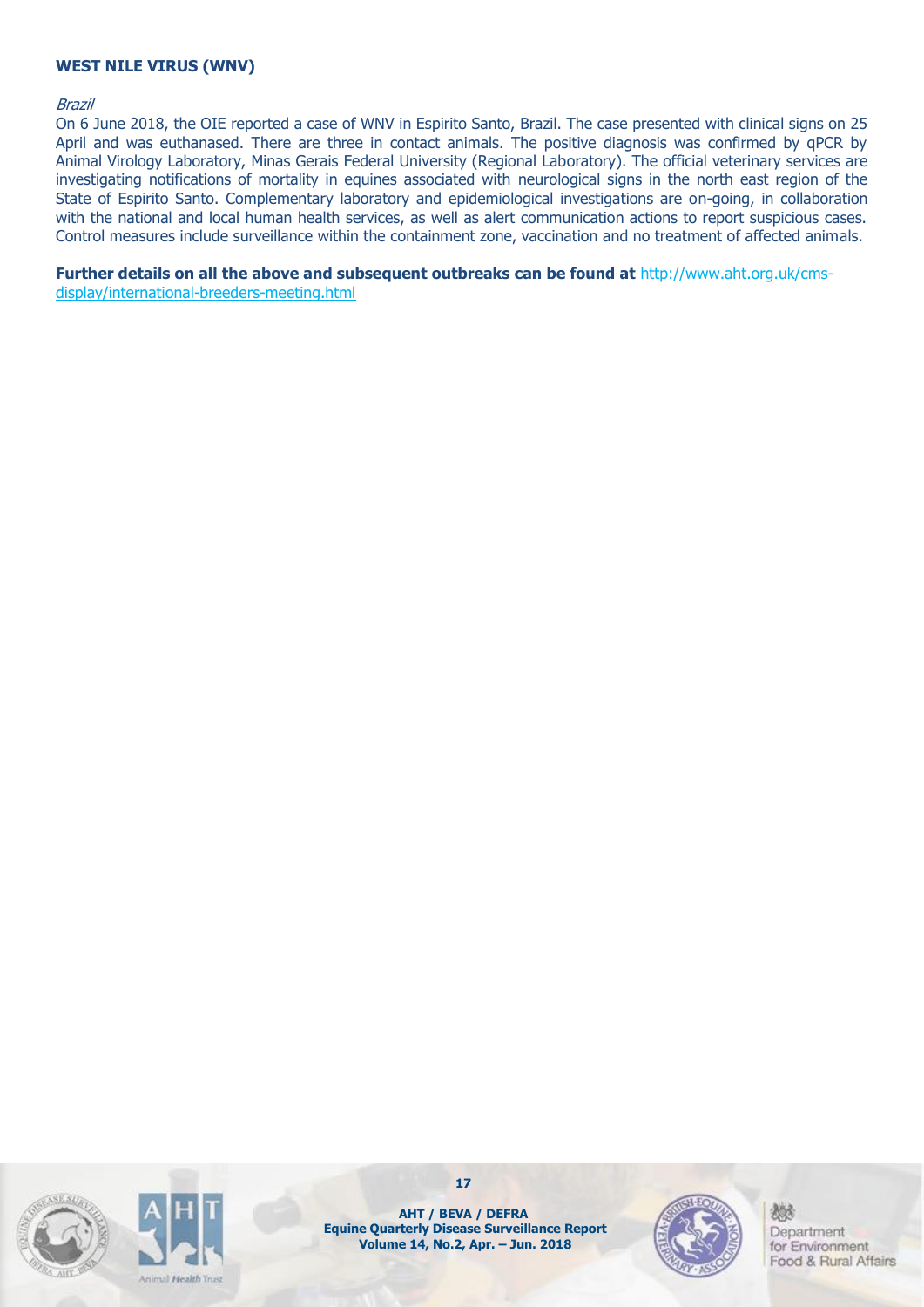**WEST NILE VIRUS (WNV)**

*Brazil*

On 6 June 2018, the OIE reported a case of WNV in Espirito Santo, Brazil. The case presented with clinical signs on 25 April and was euthanased. There are three in contact animals. The positive diagnosis was confirmed by qPCR by Animal Virology Laboratory, Minas Gerais Federal University (Regional Laboratory). The official veterinary services are investigating notifications of mortality in equines associated with neurological signs in the north east region of the State of Espirito Santo. Complementary laboratory and epidemiological investigations are on-going, in collaboration with the national and local human health services, as well as alert communication actions to report suspicious cases. Control measures include surveillance within the containment zone, vaccination and no treatment of affected animals.

**Further details on all the above and subsequent outbreaks can be found at** [http://www.aht.org.uk/cms-display/international-breeders-meeting.html](http://www.aht.org.uk/cms-display/international-breeders-meeting.html)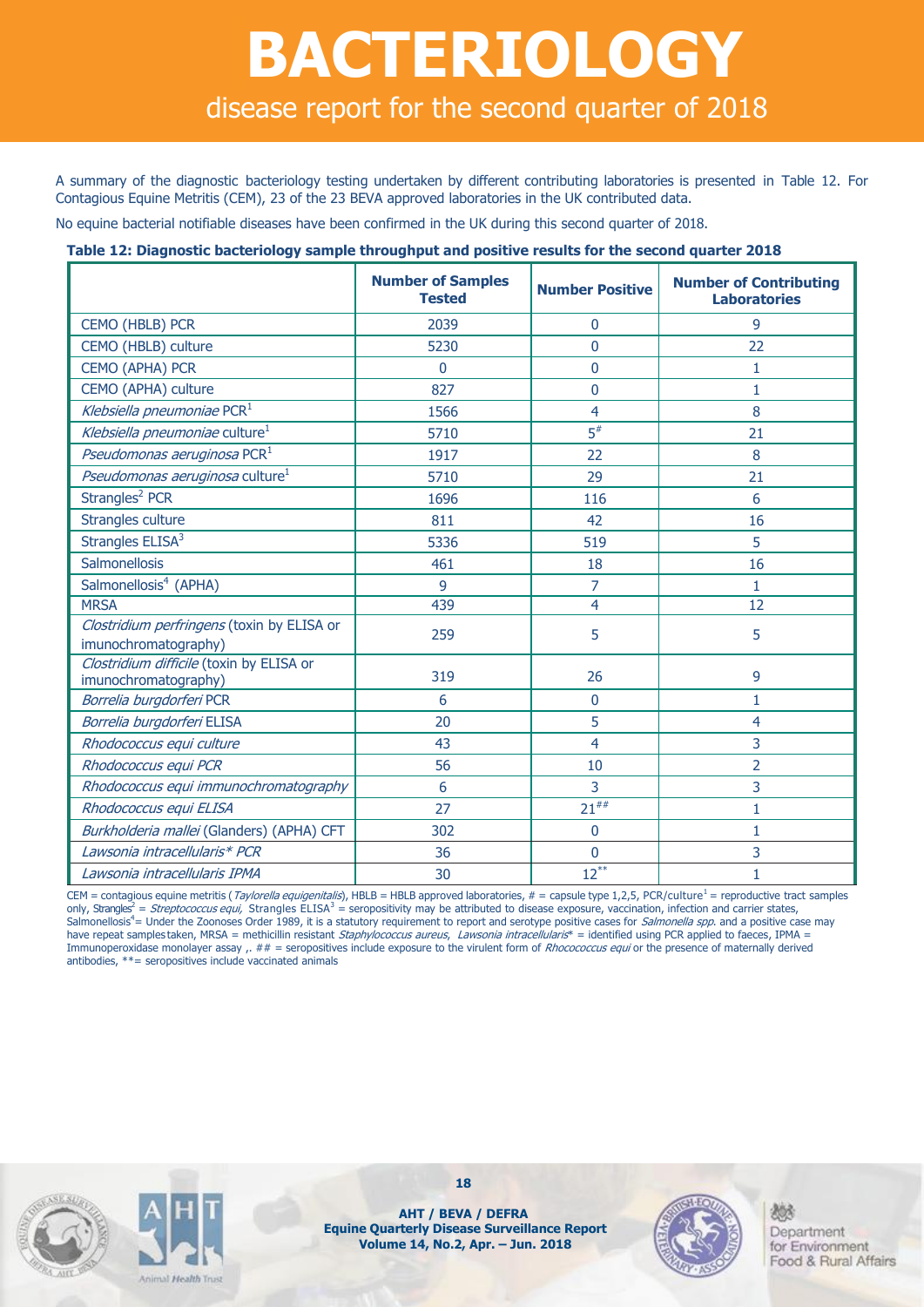# BACTERIOLOGY

## disease report for the second quarter of 2018

A summary of the diagnostic bacteriology testing undertaken by different contributing laboratories is presented in Table 12. For Contagious Equine Metritis (CEM), 23 of the 23 BEVA approved laboratories in the UK contributed data.

No equine bacterial notifiable diseases have been confirmed in the UK during this second quarter of 2018.

**Table 12: Diagnostic bacteriology sample throughput and positive results for the second quarter 2018**

| | Number of Samples Tested | Number Positive | Number of Contributing Laboratories |
|---|---|---|---|
| CEMO (HBLB) PCR | 2039 | 0 | 9 |
| CEMO (HBLB) culture | 5230 | 0 | 22 |
| CEMO (APHA) PCR | 0 | 0 | 1 |
| CEMO (APHA) culture | 827 | 0 | 1 |
| *Klebsiella pneumoniae* PCR[1] | 1566 | 4 | 8 |
| *Klebsiella pneumoniae* culture[1] | 5710 | 5[#] | 21 |
| *Pseudomonas aeruginosa* PCR[1] | 1917 | 22 | 8 |
| *Pseudomonas aeruginosa* culture[1] | 5710 | 29 | 21 |
| Strangles[2] PCR | 1696 | 116 | 6 |
| Strangles culture | 811 | 42 | 16 |
| Strangles ELISA[3] | 5336 | 519 | 5 |
| Salmonellosis | 461 | 18 | 16 |
| Salmonellosis[4] (APHA) | 9 | 7 | 1 |
| MRSA | 439 | 4 | 12 |
| *Clostridium perfringens* (toxin by ELISA or imunochromatography) | 259 | 5 | 5 |
| *Clostridium difficile* (toxin by ELISA or imunochromatography) | 319 | 26 | 9 |
| *Borrelia burgdorferi* PCR | 6 | 0 | 1 |
| *Borrelia burgdorferi* ELISA | 20 | 5 | 4 |
| *Rhodococcus equi culture* | 43 | 4 | 3 |
| *Rhodococcus equi PCR* | 56 | 10 | 2 |
| *Rhodococcus equi immunochromatography* | 6 | 3 | 3 |
| *Rhodococcus equi ELISA* | 27 | 21[##] | 1 |
| *Burkholderia mallei* (Glanders) (APHA) CFT | 302 | 0 | 1 |
| *Lawsonia intracellularis\* PCR* | 36 | 0 | 3 |
| *Lawsonia intracellularis IPMA* | 30 | 12[**] | 1 |

CEM = contagious equine metritis (*Taylorella equigenitalis*), HBLB = HBLB approved laboratories, # = capsule type 1,2,5, PCR/culture[1] = reproductive tract samples only, Strangles[2] = *Streptococcus equi,* Strangles ELISA[3] = seropositivity may be attributed to disease exposure, vaccination, infection and carrier states, Salmonellosis[4]= Under the Zoonoses Order 1989, it is a statutory requirement to report and serotype positive cases for *Salmonella spp.* and a positive case may have repeat samples taken, MRSA = methicillin resistant *Staphylococcus aureus*, *Lawsonia intracellularis*\* = identified using PCR applied to faeces, IPMA = Immunoperoxidase monolayer assay ,. ## = seropositives include exposure to the virulent form of *Rhocococcus equi* or the presence of maternally derived antibodies, **= seropositives include vaccinated animals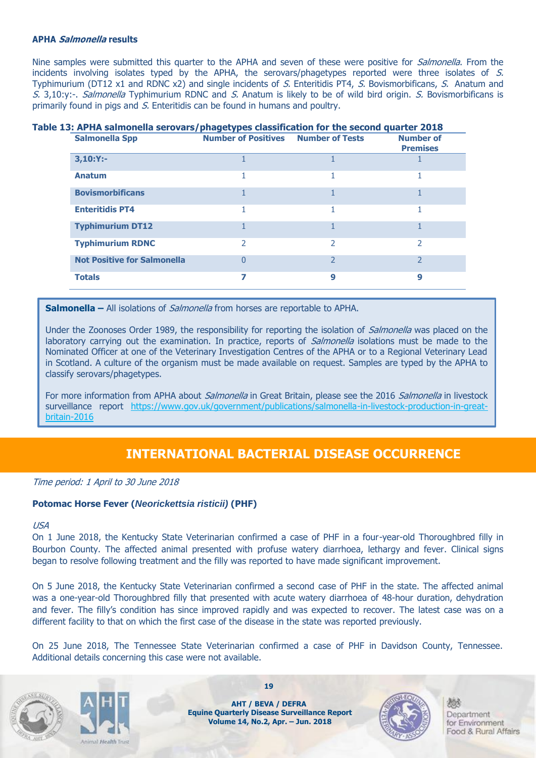### APHA *Salmonella* results

Nine samples were submitted this quarter to the APHA and seven of these were positive for *Salmonella*. From the incidents involving isolates typed by the APHA, the serovars/phagetypes reported were three isolates of *S.* Typhimurium (DT12 x1 and RDNC x2) and single incidents of *S.* Enteritidis PT4, *S.* Bovismorbificans, *S.* Anatum and *S.* 3,10:y:-. *Salmonella* Typhimurium RDNC and *S.* Anatum is likely to be of wild bird origin. *S.* Bovismorbificans is primarily found in pigs and *S.* Enteritidis can be found in humans and poultry.

**Table 13: APHA salmonella serovars/phagetypes classification for the second quarter 2018**

| Salmonella Spp | Number of Positives | Number of Tests | Number of Premises |
|---|---|---|---|
| **3,10:Y:-** | 1 | 1 | 1 |
| **Anatum** | 1 | 1 | 1 |
| **Bovismorbificans** | 1 | 1 | 1 |
| **Enteritidis PT4** | 1 | 1 | 1 |
| **Typhimurium DT12** | 1 | 1 | 1 |
| **Typhimurium RDNC** | 2 | 2 | 2 |
| **Not Positive for Salmonella** | 0 | 2 | 2 |
| **Totals** | **7** | **9** | **9** |

**Salmonella –** All isolations of *Salmonella* from horses are reportable to APHA.

Under the Zoonoses Order 1989, the responsibility for reporting the isolation of *Salmonella* was placed on the laboratory carrying out the examination. In practice, reports of *Salmonella* isolations must be made to the Nominated Officer at one of the Veterinary Investigation Centres of the APHA or to a Regional Veterinary Lead in Scotland. A culture of the organism must be made available on request. Samples are typed by the APHA to classify serovars/phagetypes.

For more information from APHA about *Salmonella* in Great Britain, please see the 2016 *Salmonella* in livestock surveillance report https://www.gov.uk/government/publications/salmonella-in-livestock-production-in-great-britain-2016

## INTERNATIONAL BACTERIAL DISEASE OCCURRENCE

*Time period: 1 April to 30 June 2018*

### Potomac Horse Fever (*Neorickettsia risticii*) (PHF)

*USA*

On 1 June 2018, the Kentucky State Veterinarian confirmed a case of PHF in a four-year-old Thoroughbred filly in Bourbon County. The affected animal presented with profuse watery diarrhoea, lethargy and fever. Clinical signs began to resolve following treatment and the filly was reported to have made significant improvement.

On 5 June 2018, the Kentucky State Veterinarian confirmed a second case of PHF in the state. The affected animal was a one-year-old Thoroughbred filly that presented with acute watery diarrhoea of 48-hour duration, dehydration and fever. The filly's condition has since improved rapidly and was expected to recover. The latest case was on a different facility to that on which the first case of the disease in the state was reported previously.

On 25 June 2018, The Tennessee State Veterinarian confirmed a case of PHF in Davidson County, Tennessee. Additional details concerning this case were not available.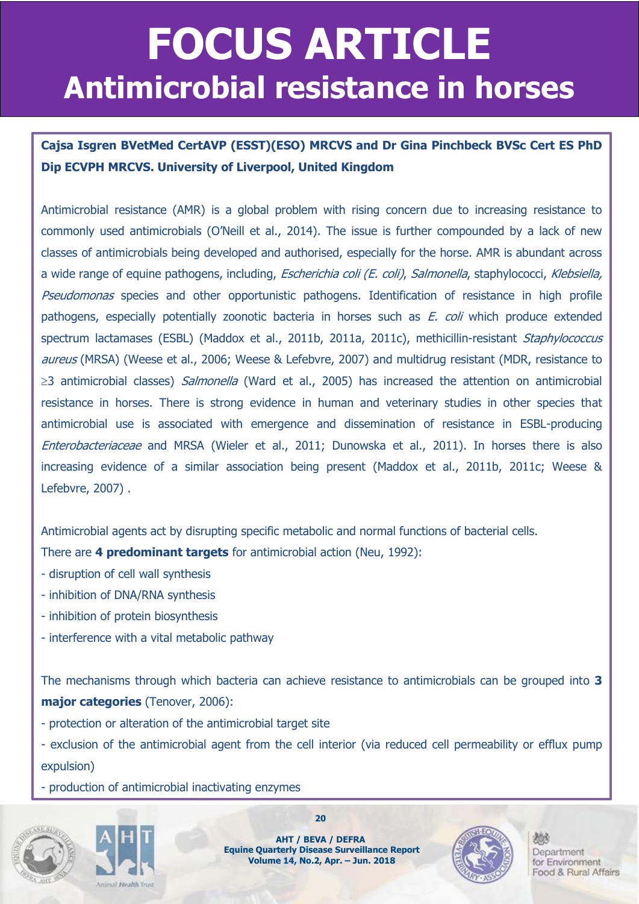# FOCUS ARTICLE

## Antimicrobial resistance in horses

**Cajsa Isgren BVetMed CertAVP (ESST)(ESO) MRCVS and Dr Gina Pinchbeck BVSc Cert ES PhD Dip ECVPH MRCVS. University of Liverpool, United Kingdom**

Antimicrobial resistance (AMR) is a global problem with rising concern due to increasing resistance to commonly used antimicrobials (O'Neill et al., 2014). The issue is further compounded by a lack of new classes of antimicrobials being developed and authorised, especially for the horse. AMR is abundant across a wide range of equine pathogens, including, *Escherichia coli (E. coli)*, *Salmonella*, staphylococci, *Klebsiella, Pseudomonas* species and other opportunistic pathogens. Identification of resistance in high profile pathogens, especially potentially zoonotic bacteria in horses such as *E. coli* which produce extended spectrum lactamases (ESBL) (Maddox et al., 2011b, 2011a, 2011c), methicillin-resistant *Staphylococcus aureus* (MRSA) (Weese et al., 2006; Weese & Lefebvre, 2007) and multidrug resistant (MDR, resistance to ≥3 antimicrobial classes) *Salmonella* (Ward et al., 2005) has increased the attention on antimicrobial resistance in horses. There is strong evidence in human and veterinary studies in other species that antimicrobial use is associated with emergence and dissemination of resistance in ESBL-producing *Enterobacteriaceae* and MRSA (Wieler et al., 2011; Dunowska et al., 2011). In horses there is also increasing evidence of a similar association being present (Maddox et al., 2011b, 2011c; Weese & Lefebvre, 2007) .

Antimicrobial agents act by disrupting specific metabolic and normal functions of bacterial cells.
There are **4 predominant targets** for antimicrobial action (Neu, 1992):

- disruption of cell wall synthesis
- inhibition of DNA/RNA synthesis
- inhibition of protein biosynthesis
- interference with a vital metabolic pathway

The mechanisms through which bacteria can achieve resistance to antimicrobials can be grouped into **3 major categories** (Tenover, 2006):

- protection or alteration of the antimicrobial target site
- exclusion of the antimicrobial agent from the cell interior (via reduced cell permeability or efflux pump expulsion)
- production of antimicrobial inactivating enzymes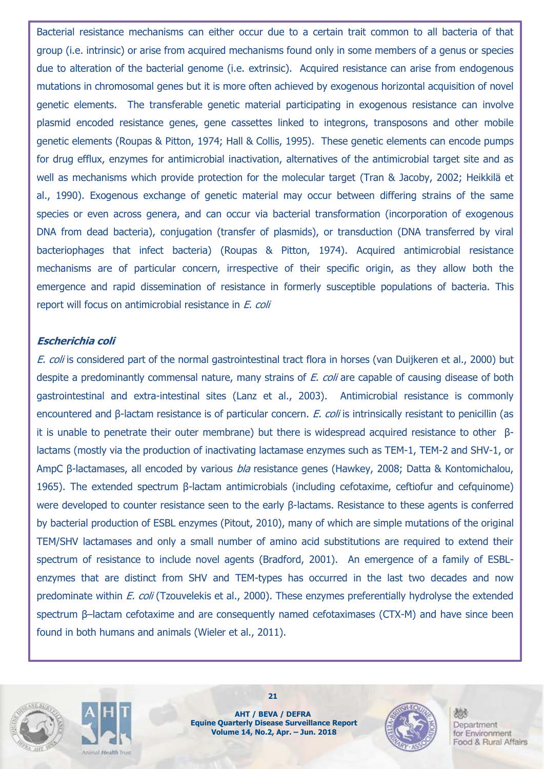Bacterial resistance mechanisms can either occur due to a certain trait common to all bacteria of that group (i.e. intrinsic) or arise from acquired mechanisms found only in some members of a genus or species due to alteration of the bacterial genome (i.e. extrinsic). Acquired resistance can arise from endogenous mutations in chromosomal genes but it is more often achieved by exogenous horizontal acquisition of novel genetic elements. The transferable genetic material participating in exogenous resistance can involve plasmid encoded resistance genes, gene cassettes linked to integrons, transposons and other mobile genetic elements (Roupas & Pitton, 1974; Hall & Collis, 1995). These genetic elements can encode pumps for drug efflux, enzymes for antimicrobial inactivation, alternatives of the antimicrobial target site and as well as mechanisms which provide protection for the molecular target (Tran & Jacoby, 2002; Heikkilä et al., 1990). Exogenous exchange of genetic material may occur between differing strains of the same species or even across genera, and can occur via bacterial transformation (incorporation of exogenous DNA from dead bacteria), conjugation (transfer of plasmids), or transduction (DNA transferred by viral bacteriophages that infect bacteria) (Roupas & Pitton, 1974). Acquired antimicrobial resistance mechanisms are of particular concern, irrespective of their specific origin, as they allow both the emergence and rapid dissemination of resistance in formerly susceptible populations of bacteria. This report will focus on antimicrobial resistance in *E. coli*

***Escherichia coli***

*E. coli* is considered part of the normal gastrointestinal tract flora in horses (van Duijkeren et al., 2000) but despite a predominantly commensal nature, many strains of *E. coli* are capable of causing disease of both gastrointestinal and extra-intestinal sites (Lanz et al., 2003). Antimicrobial resistance is commonly encountered and β-lactam resistance is of particular concern. *E. coli* is intrinsically resistant to penicillin (as it is unable to penetrate their outer membrane) but there is widespread acquired resistance to other β-lactams (mostly via the production of inactivating lactamase enzymes such as TEM-1, TEM-2 and SHV-1, or AmpC β-lactamases, all encoded by various *bla* resistance genes (Hawkey, 2008; Datta & Kontomichalou, 1965). The extended spectrum β-lactam antimicrobials (including cefotaxime, ceftiofur and cefquinome) were developed to counter resistance seen to the early β-lactams. Resistance to these agents is conferred by bacterial production of ESBL enzymes (Pitout, 2010), many of which are simple mutations of the original TEM/SHV lactamases and only a small number of amino acid substitutions are required to extend their spectrum of resistance to include novel agents (Bradford, 2001). An emergence of a family of ESBL-enzymes that are distinct from SHV and TEM-types has occurred in the last two decades and now predominate within *E. coli* (Tzouvelekis et al., 2000). These enzymes preferentially hydrolyse the extended spectrum β–lactam cefotaxime and are consequently named cefotaximases (CTX-M) and have since been found in both humans and animals (Wieler et al., 2011).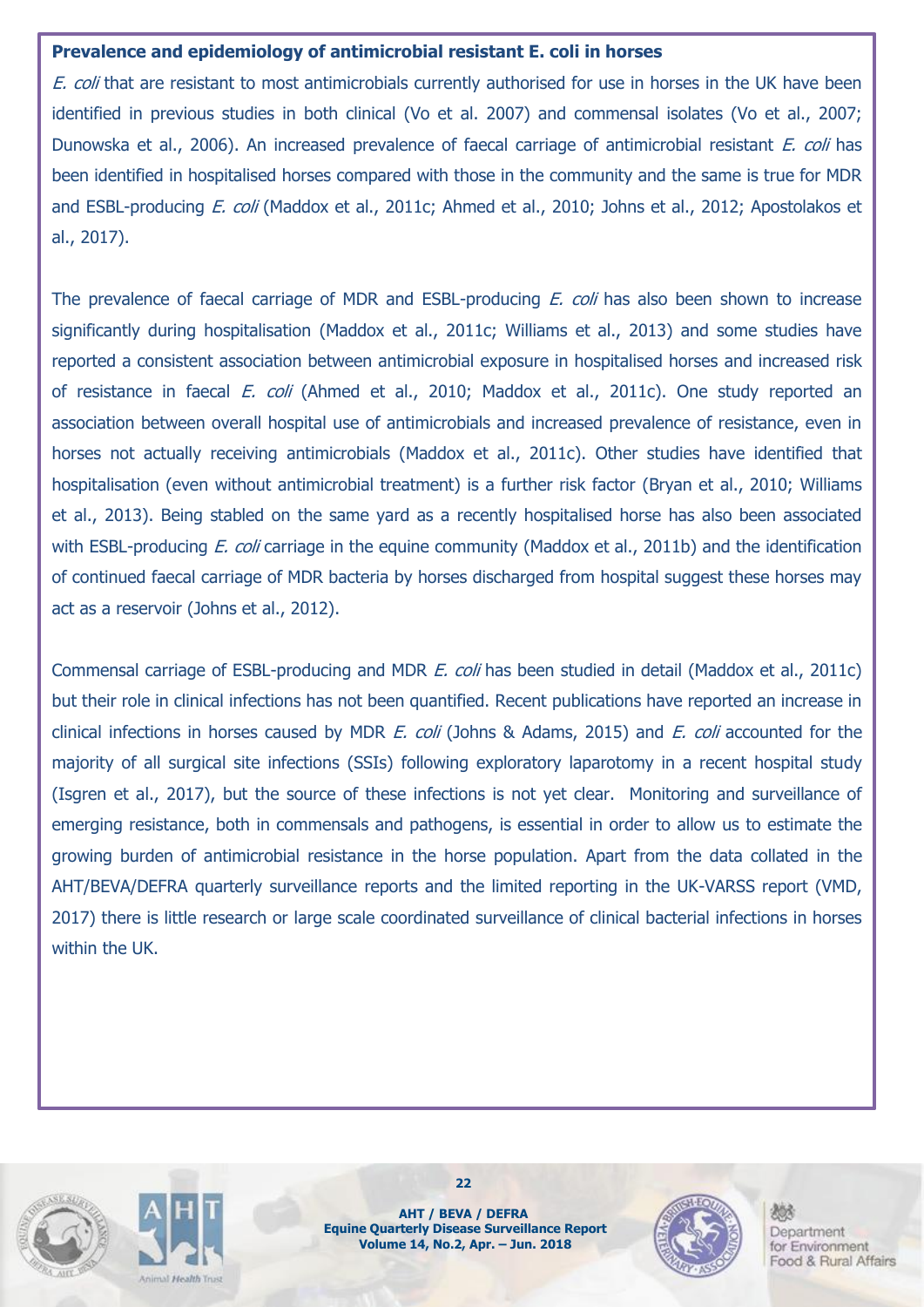**Prevalence and epidemiology of antimicrobial resistant E. coli in horses**

*E. coli* that are resistant to most antimicrobials currently authorised for use in horses in the UK have been identified in previous studies in both clinical (Vo et al. 2007) and commensal isolates (Vo et al., 2007; Dunowska et al., 2006). An increased prevalence of faecal carriage of antimicrobial resistant *E. coli* has been identified in hospitalised horses compared with those in the community and the same is true for MDR and ESBL-producing *E. coli* (Maddox et al., 2011c; Ahmed et al., 2010; Johns et al., 2012; Apostolakos et al., 2017).

The prevalence of faecal carriage of MDR and ESBL-producing *E. coli* has also been shown to increase significantly during hospitalisation (Maddox et al., 2011c; Williams et al., 2013) and some studies have reported a consistent association between antimicrobial exposure in hospitalised horses and increased risk of resistance in faecal *E. coli* (Ahmed et al., 2010; Maddox et al., 2011c). One study reported an association between overall hospital use of antimicrobials and increased prevalence of resistance, even in horses not actually receiving antimicrobials (Maddox et al., 2011c). Other studies have identified that hospitalisation (even without antimicrobial treatment) is a further risk factor (Bryan et al., 2010; Williams et al., 2013). Being stabled on the same yard as a recently hospitalised horse has also been associated with ESBL-producing *E. coli* carriage in the equine community (Maddox et al., 2011b) and the identification of continued faecal carriage of MDR bacteria by horses discharged from hospital suggest these horses may act as a reservoir (Johns et al., 2012).

Commensal carriage of ESBL-producing and MDR *E. coli* has been studied in detail (Maddox et al., 2011c) but their role in clinical infections has not been quantified. Recent publications have reported an increase in clinical infections in horses caused by MDR *E. coli* (Johns & Adams, 2015) and *E. coli* accounted for the majority of all surgical site infections (SSIs) following exploratory laparotomy in a recent hospital study (Isgren et al., 2017), but the source of these infections is not yet clear. Monitoring and surveillance of emerging resistance, both in commensals and pathogens, is essential in order to allow us to estimate the growing burden of antimicrobial resistance in the horse population. Apart from the data collated in the AHT/BEVA/DEFRA quarterly surveillance reports and the limited reporting in the UK-VARSS report (VMD, 2017) there is little research or large scale coordinated surveillance of clinical bacterial infections in horses within the UK.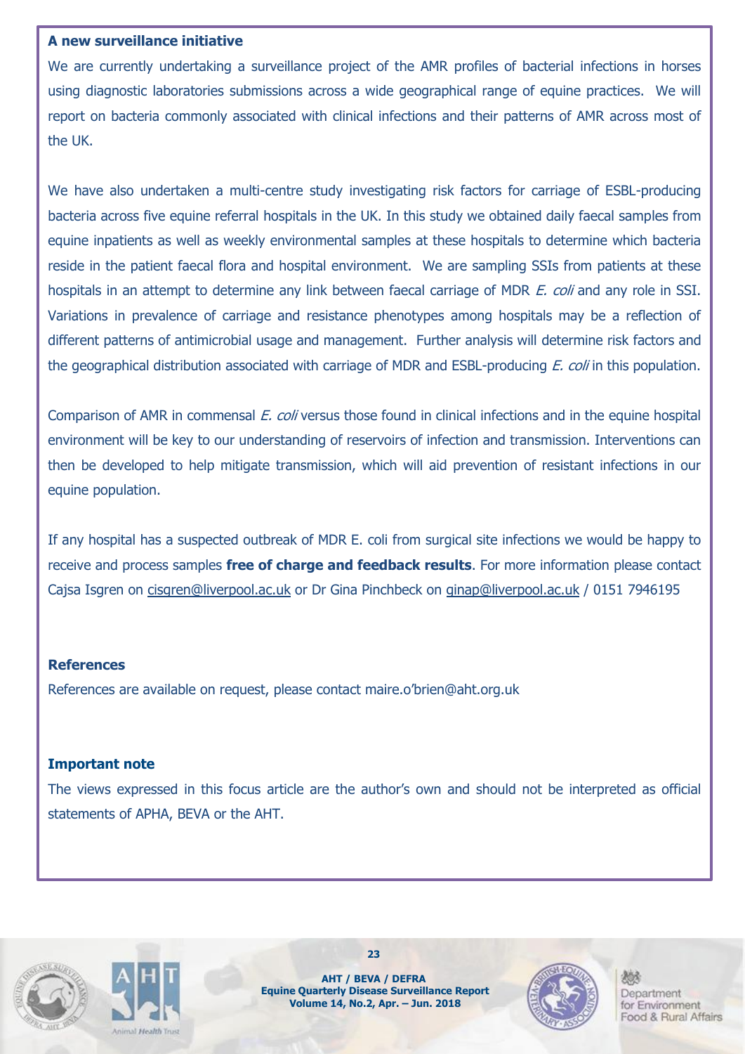**A new surveillance initiative**

We are currently undertaking a surveillance project of the AMR profiles of bacterial infections in horses using diagnostic laboratories submissions across a wide geographical range of equine practices. We will report on bacteria commonly associated with clinical infections and their patterns of AMR across most of the UK.

We have also undertaken a multi-centre study investigating risk factors for carriage of ESBL-producing bacteria across five equine referral hospitals in the UK. In this study we obtained daily faecal samples from equine inpatients as well as weekly environmental samples at these hospitals to determine which bacteria reside in the patient faecal flora and hospital environment. We are sampling SSIs from patients at these hospitals in an attempt to determine any link between faecal carriage of MDR *E. coli* and any role in SSI. Variations in prevalence of carriage and resistance phenotypes among hospitals may be a reflection of different patterns of antimicrobial usage and management. Further analysis will determine risk factors and the geographical distribution associated with carriage of MDR and ESBL-producing *E. coli* in this population.

Comparison of AMR in commensal *E. coli* versus those found in clinical infections and in the equine hospital environment will be key to our understanding of reservoirs of infection and transmission. Interventions can then be developed to help mitigate transmission, which will aid prevention of resistant infections in our equine population.

If any hospital has a suspected outbreak of MDR E. coli from surgical site infections we would be happy to receive and process samples **free of charge and feedback results**. For more information please contact Cajsa Isgren on cisgren@liverpool.ac.uk or Dr Gina Pinchbeck on ginap@liverpool.ac.uk / 0151 7946195

**References**

References are available on request, please contact maire.o'brien@aht.org.uk

**Important note**

The views expressed in this focus article are the author's own and should not be interpreted as official statements of APHA, BEVA or the AHT.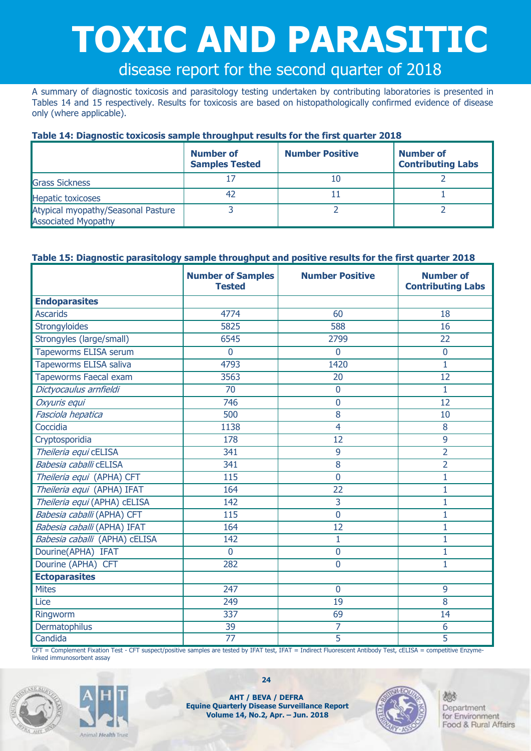# TOXIC AND PARASITIC

## disease report for the second quarter of 2018

A summary of diagnostic toxicosis and parasitology testing undertaken by contributing laboratories is presented in Tables 14 and 15 respectively. Results for toxicosis are based on histopathologically confirmed evidence of disease only (where applicable).

**Table 14: Diagnostic toxicosis sample throughput results for the first quarter 2018**

| | Number of Samples Tested | Number Positive | Number of Contributing Labs |
|---|---|---|---|
| Grass Sickness | 17 | 10 | 2 |
| Hepatic toxicoses | 42 | 11 | 1 |
| Atypical myopathy/Seasonal Pasture Associated Myopathy | 3 | 2 | 2 |

**Table 15: Diagnostic parasitology sample throughput and positive results for the first quarter 2018**

| | Number of Samples Tested | Number Positive | Number of Contributing Labs |
|---|---|---|---|
| **Endoparasites** | | | |
| Ascarids | 4774 | 60 | 18 |
| Strongyloides | 5825 | 588 | 16 |
| Strongyles (large/small) | 6545 | 2799 | 22 |
| Tapeworms ELISA serum | 0 | 0 | 0 |
| Tapeworms ELISA saliva | 4793 | 1420 | 1 |
| Tapeworms Faecal exam | 3563 | 20 | 12 |
| *Dictyocaulus arnfieldi* | 70 | 0 | 1 |
| *Oxyuris equi* | 746 | 0 | 12 |
| *Fasciola hepatica* | 500 | 8 | 10 |
| Coccidia | 1138 | 4 | 8 |
| Cryptosporidia | 178 | 12 | 9 |
| *Theileria equi* cELISA | 341 | 9 | 2 |
| *Babesia caballi* cELISA | 341 | 8 | 2 |
| *Theileria equi* (APHA) CFT | 115 | 0 | 1 |
| *Theileria equi* (APHA) IFAT | 164 | 22 | 1 |
| *Theileria equi* (APHA) cELISA | 142 | 3 | 1 |
| *Babesia caballi* (APHA) CFT | 115 | 0 | 1 |
| *Babesia caballi* (APHA) IFAT | 164 | 12 | 1 |
| *Babesia caballi* (APHA) cELISA | 142 | 1 | 1 |
| Dourine(APHA) IFAT | 0 | 0 | 1 |
| Dourine (APHA) CFT | 282 | 0 | 1 |
| **Ectoparasites** | | | |
| Mites | 247 | 0 | 9 |
| Lice | 249 | 19 | 8 |
| Ringworm | 337 | 69 | 14 |
| Dermatophilus | 39 | 7 | 6 |
| Candida | 77 | 5 | 5 |

CFT = Complement Fixation Test - CFT suspect/positive samples are tested by IFAT test, IFAT = Indirect Fluorescent Antibody Test, cELISA = competitive Enzyme-linked immunosorbent assay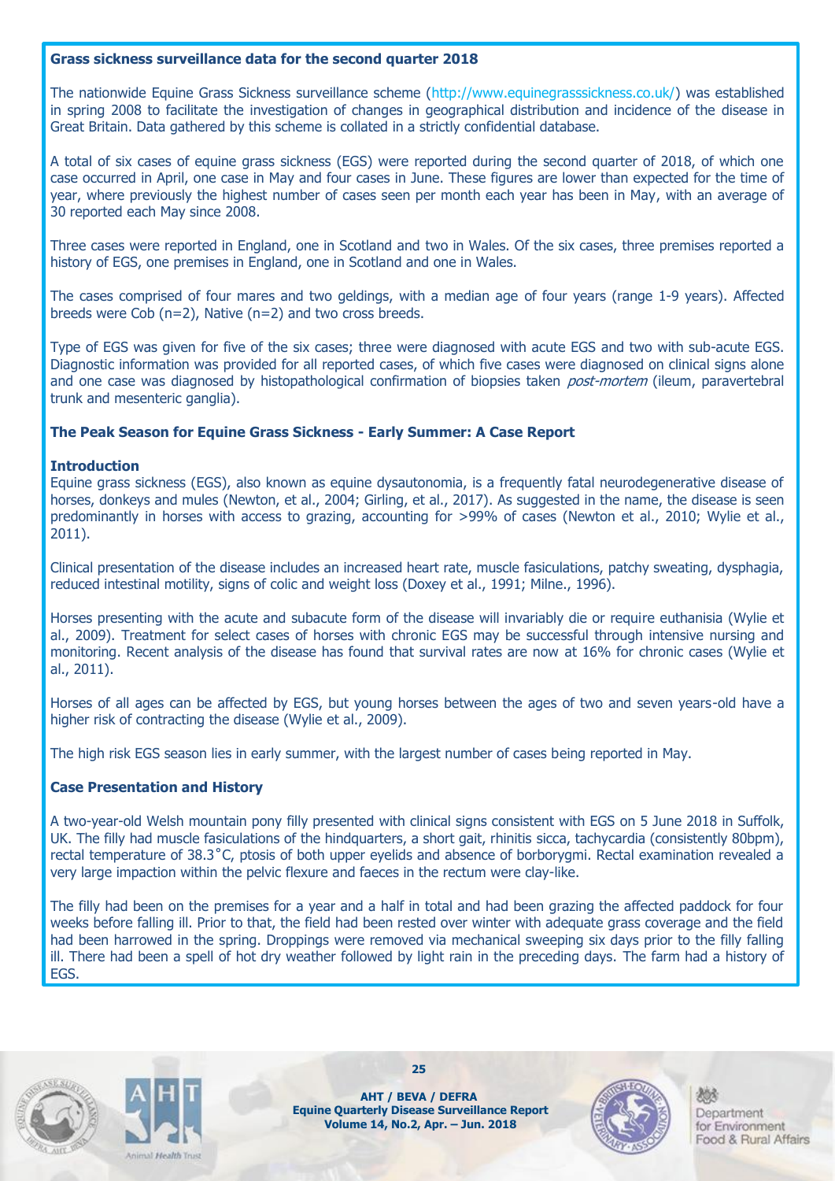**Grass sickness surveillance data for the second quarter 2018**

The nationwide Equine Grass Sickness surveillance scheme (http://www.equinegrasssickness.co.uk/) was established in spring 2008 to facilitate the investigation of changes in geographical distribution and incidence of the disease in Great Britain. Data gathered by this scheme is collated in a strictly confidential database.

A total of six cases of equine grass sickness (EGS) were reported during the second quarter of 2018, of which one case occurred in April, one case in May and four cases in June. These figures are lower than expected for the time of year, where previously the highest number of cases seen per month each year has been in May, with an average of 30 reported each May since 2008.

Three cases were reported in England, one in Scotland and two in Wales. Of the six cases, three premises reported a history of EGS, one premises in England, one in Scotland and one in Wales.

The cases comprised of four mares and two geldings, with a median age of four years (range 1-9 years). Affected breeds were Cob (n=2), Native (n=2) and two cross breeds.

Type of EGS was given for five of the six cases; three were diagnosed with acute EGS and two with sub-acute EGS. Diagnostic information was provided for all reported cases, of which five cases were diagnosed on clinical signs alone and one case was diagnosed by histopathological confirmation of biopsies taken *post-mortem* (ileum, paravertebral trunk and mesenteric ganglia).

**The Peak Season for Equine Grass Sickness - Early Summer: A Case Report**

**Introduction**

Equine grass sickness (EGS), also known as equine dysautonomia, is a frequently fatal neurodegenerative disease of horses, donkeys and mules (Newton, et al., 2004; Girling, et al., 2017). As suggested in the name, the disease is seen predominantly in horses with access to grazing, accounting for >99% of cases (Newton et al., 2010; Wylie et al., 2011).

Clinical presentation of the disease includes an increased heart rate, muscle fasiculations, patchy sweating, dysphagia, reduced intestinal motility, signs of colic and weight loss (Doxey et al., 1991; Milne., 1996).

Horses presenting with the acute and subacute form of the disease will invariably die or require euthanisia (Wylie et al., 2009). Treatment for select cases of horses with chronic EGS may be successful through intensive nursing and monitoring. Recent analysis of the disease has found that survival rates are now at 16% for chronic cases (Wylie et al., 2011).

Horses of all ages can be affected by EGS, but young horses between the ages of two and seven years-old have a higher risk of contracting the disease (Wylie et al., 2009).

The high risk EGS season lies in early summer, with the largest number of cases being reported in May.

**Case Presentation and History**

A two-year-old Welsh mountain pony filly presented with clinical signs consistent with EGS on 5 June 2018 in Suffolk, UK. The filly had muscle fasiculations of the hindquarters, a short gait, rhinitis sicca, tachycardia (consistently 80bpm), rectal temperature of 38.3˚C, ptosis of both upper eyelids and absence of borborygmi. Rectal examination revealed a very large impaction within the pelvic flexure and faeces in the rectum were clay-like.

The filly had been on the premises for a year and a half in total and had been grazing the affected paddock for four weeks before falling ill. Prior to that, the field had been rested over winter with adequate grass coverage and the field had been harrowed in the spring. Droppings were removed via mechanical sweeping six days prior to the filly falling ill. There had been a spell of hot dry weather followed by light rain in the preceding days. The farm had a history of EGS.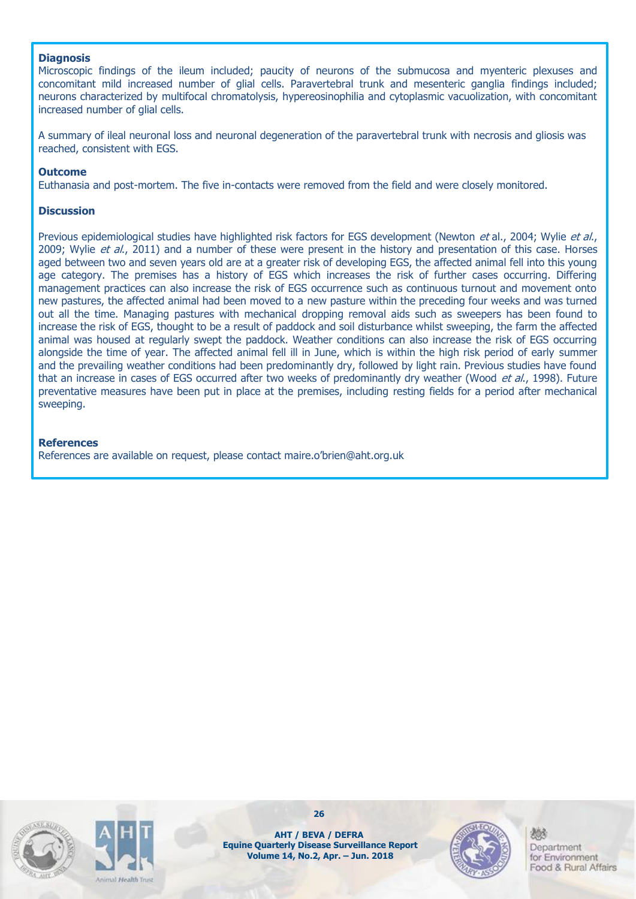### Diagnosis

Microscopic findings of the ileum included; paucity of neurons of the submucosa and myenteric plexuses and concomitant mild increased number of glial cells. Paravertebral trunk and mesenteric ganglia findings included; neurons characterized by multifocal chromatolysis, hypereosinophilia and cytoplasmic vacuolization, with concomitant increased number of glial cells.

A summary of ileal neuronal loss and neuronal degeneration of the paravertebral trunk with necrosis and gliosis was reached, consistent with EGS.

### Outcome

Euthanasia and post-mortem. The five in-contacts were removed from the field and were closely monitored.

### Discussion

Previous epidemiological studies have highlighted risk factors for EGS development (Newton *et* al., 2004; Wylie *et al.*, 2009; Wylie *et al.*, 2011) and a number of these were present in the history and presentation of this case. Horses aged between two and seven years old are at a greater risk of developing EGS, the affected animal fell into this young age category. The premises has a history of EGS which increases the risk of further cases occurring. Differing management practices can also increase the risk of EGS occurrence such as continuous turnout and movement onto new pastures, the affected animal had been moved to a new pasture within the preceding four weeks and was turned out all the time. Managing pastures with mechanical dropping removal aids such as sweepers has been found to increase the risk of EGS, thought to be a result of paddock and soil disturbance whilst sweeping, the farm the affected animal was housed at regularly swept the paddock. Weather conditions can also increase the risk of EGS occurring alongside the time of year. The affected animal fell ill in June, which is within the high risk period of early summer and the prevailing weather conditions had been predominantly dry, followed by light rain. Previous studies have found that an increase in cases of EGS occurred after two weeks of predominantly dry weather (Wood *et al.*, 1998). Future preventative measures have been put in place at the premises, including resting fields for a period after mechanical sweeping.

### References

References are available on request, please contact maire.o'brien@aht.org.uk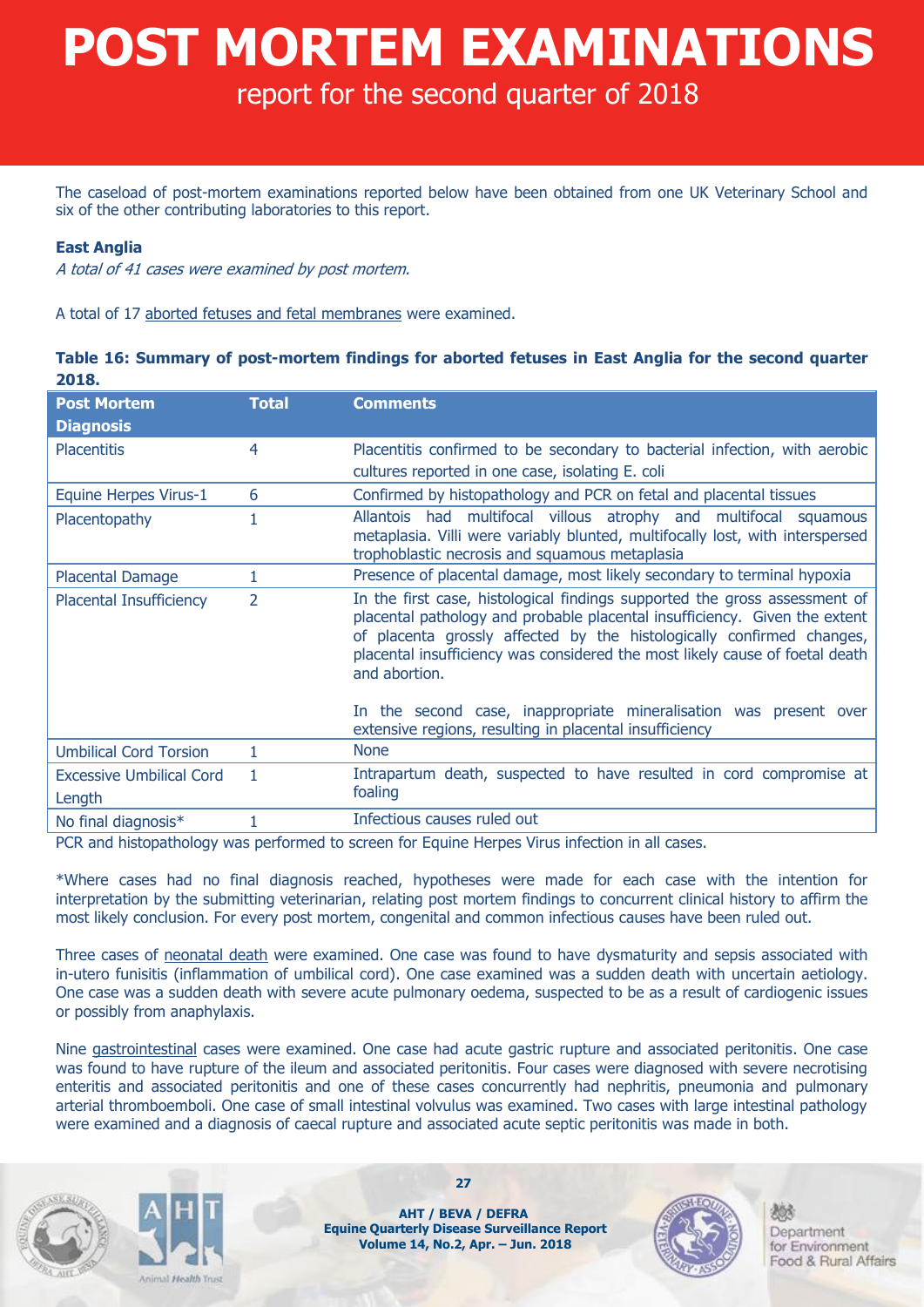# POST MORTEM EXAMINATIONS

## report for the second quarter of 2018

The caseload of post-mortem examinations reported below have been obtained from one UK Veterinary School and six of the other contributing laboratories to this report.

### East Anglia

*A total of 41 cases were examined by post mortem.*

A total of 17 aborted fetuses and fetal membranes were examined.

**Table 16: Summary of post-mortem findings for aborted fetuses in East Anglia for the second quarter 2018.**

| Post Mortem Diagnosis | Total | Comments |
|---|---|---|
| Placentitis | 4 | Placentitis confirmed to be secondary to bacterial infection, with aerobic cultures reported in one case, isolating E. coli |
| Equine Herpes Virus-1 | 6 | Confirmed by histopathology and PCR on fetal and placental tissues |
| Placentopathy | 1 | Allantois had multifocal villous atrophy and multifocal squamous metaplasia. Villi were variably blunted, multifocally lost, with interspersed trophoblastic necrosis and squamous metaplasia |
| Placental Damage | 1 | Presence of placental damage, most likely secondary to terminal hypoxia |
| Placental Insufficiency | 2 | In the first case, histological findings supported the gross assessment of placental pathology and probable placental insufficiency. Given the extent of placenta grossly affected by the histologically confirmed changes, placental insufficiency was considered the most likely cause of foetal death and abortion.<br><br>In the second case, inappropriate mineralisation was present over extensive regions, resulting in placental insufficiency |
| Umbilical Cord Torsion | 1 | None |
| Excessive Umbilical Cord Length | 1 | Intrapartum death, suspected to have resulted in cord compromise at foaling |
| No final diagnosis* | 1 | Infectious causes ruled out |

PCR and histopathology was performed to screen for Equine Herpes Virus infection in all cases.

*Where cases had no final diagnosis reached, hypotheses were made for each case with the intention for interpretation by the submitting veterinarian, relating post mortem findings to concurrent clinical history to affirm the most likely conclusion. For every post mortem, congenital and common infectious causes have been ruled out.

Three cases of neonatal death were examined. One case was found to have dysmaturity and sepsis associated with in-utero funisitis (inflammation of umbilical cord). One case examined was a sudden death with uncertain aetiology. One case was a sudden death with severe acute pulmonary oedema, suspected to be as a result of cardiogenic issues or possibly from anaphylaxis.

Nine gastrointestinal cases were examined. One case had acute gastric rupture and associated peritonitis. One case was found to have rupture of the ileum and associated peritonitis. Four cases were diagnosed with severe necrotising enteritis and associated peritonitis and one of these cases concurrently had nephritis, pneumonia and pulmonary arterial thromboemboli. One case of small intestinal volvulus was examined. Two cases with large intestinal pathology were examined and a diagnosis of caecal rupture and associated acute septic peritonitis was made in both.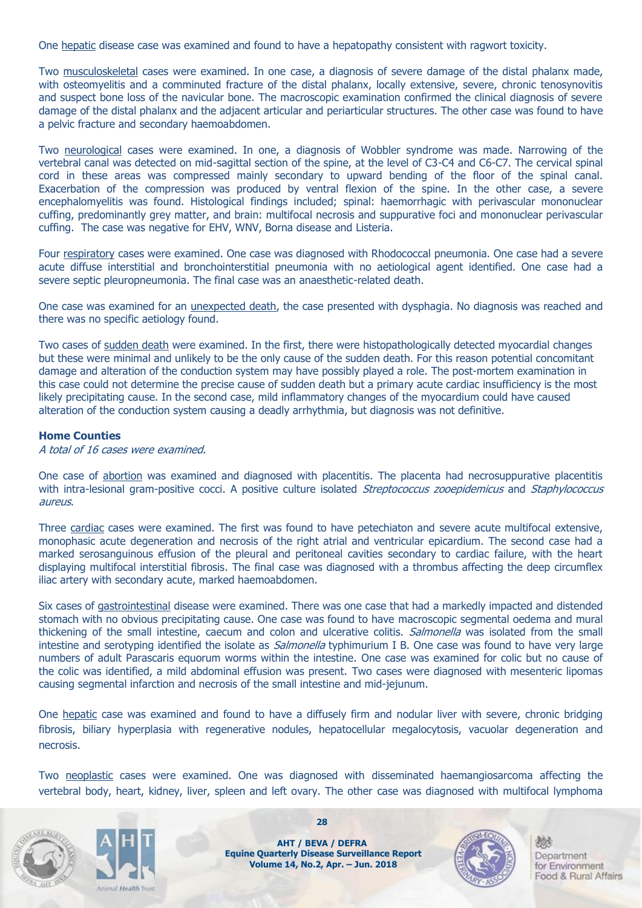One hepatic disease case was examined and found to have a hepatopathy consistent with ragwort toxicity.

Two musculoskeletal cases were examined. In one case, a diagnosis of severe damage of the distal phalanx made, with osteomyelitis and a comminuted fracture of the distal phalanx, locally extensive, severe, chronic tenosynovitis and suspect bone loss of the navicular bone. The macroscopic examination confirmed the clinical diagnosis of severe damage of the distal phalanx and the adjacent articular and periarticular structures. The other case was found to have a pelvic fracture and secondary haemoabdomen.

Two neurological cases were examined. In one, a diagnosis of Wobbler syndrome was made. Narrowing of the vertebral canal was detected on mid-sagittal section of the spine, at the level of C3-C4 and C6-C7. The cervical spinal cord in these areas was compressed mainly secondary to upward bending of the floor of the spinal canal. Exacerbation of the compression was produced by ventral flexion of the spine. In the other case, a severe encephalomyelitis was found. Histological findings included; spinal: haemorrhagic with perivascular mononuclear cuffing, predominantly grey matter, and brain: multifocal necrosis and suppurative foci and mononuclear perivascular cuffing. The case was negative for EHV, WNV, Borna disease and Listeria.

Four respiratory cases were examined. One case was diagnosed with Rhodococcal pneumonia. One case had a severe acute diffuse interstitial and bronchointerstitial pneumonia with no aetiological agent identified. One case had a severe septic pleuropneumonia. The final case was an anaesthetic-related death.

One case was examined for an unexpected death, the case presented with dysphagia. No diagnosis was reached and there was no specific aetiology found.

Two cases of sudden death were examined. In the first, there were histopathologically detected myocardial changes but these were minimal and unlikely to be the only cause of the sudden death. For this reason potential concomitant damage and alteration of the conduction system may have possibly played a role. The post-mortem examination in this case could not determine the precise cause of sudden death but a primary acute cardiac insufficiency is the most likely precipitating cause. In the second case, mild inflammatory changes of the myocardium could have caused alteration of the conduction system causing a deadly arrhythmia, but diagnosis was not definitive.

**Home Counties**

*A total of 16 cases were examined.*

One case of abortion was examined and diagnosed with placentitis. The placenta had necrosuppurative placentitis with intra-lesional gram-positive cocci. A positive culture isolated *Streptococcus zooepidemicus* and *Staphylococcus aureus*.

Three cardiac cases were examined. The first was found to have petechiaton and severe acute multifocal extensive, monophasic acute degeneration and necrosis of the right atrial and ventricular epicardium. The second case had a marked serosanguinous effusion of the pleural and peritoneal cavities secondary to cardiac failure, with the heart displaying multifocal interstitial fibrosis. The final case was diagnosed with a thrombus affecting the deep circumflex iliac artery with secondary acute, marked haemoabdomen.

Six cases of gastrointestinal disease were examined. There was one case that had a markedly impacted and distended stomach with no obvious precipitating cause. One case was found to have macroscopic segmental oedema and mural thickening of the small intestine, caecum and colon and ulcerative colitis. *Salmonella* was isolated from the small intestine and serotyping identified the isolate as *Salmonella* typhimurium I B. One case was found to have very large numbers of adult Parascaris equorum worms within the intestine. One case was examined for colic but no cause of the colic was identified, a mild abdominal effusion was present. Two cases were diagnosed with mesenteric lipomas causing segmental infarction and necrosis of the small intestine and mid-jejunum.

One hepatic case was examined and found to have a diffusely firm and nodular liver with severe, chronic bridging fibrosis, biliary hyperplasia with regenerative nodules, hepatocellular megalocytosis, vacuolar degeneration and necrosis.

Two neoplastic cases were examined. One was diagnosed with disseminated haemangiosarcoma affecting the vertebral body, heart, kidney, liver, spleen and left ovary. The other case was diagnosed with multifocal lymphoma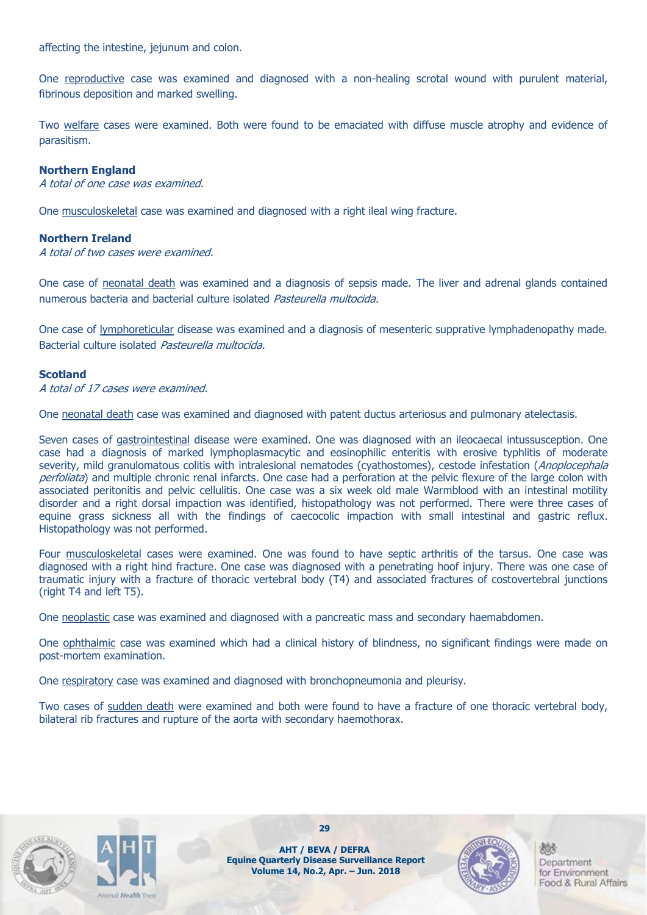affecting the intestine, jejunum and colon.

One reproductive case was examined and diagnosed with a non-healing scrotal wound with purulent material, fibrinous deposition and marked swelling.

Two welfare cases were examined. Both were found to be emaciated with diffuse muscle atrophy and evidence of parasitism.

**Northern England**

*A total of one case was examined.*

One musculoskeletal case was examined and diagnosed with a right ileal wing fracture.

**Northern Ireland**

*A total of two cases were examined.*

One case of neonatal death was examined and a diagnosis of sepsis made. The liver and adrenal glands contained numerous bacteria and bacterial culture isolated *Pasteurella multocida.*

One case of lymphoreticular disease was examined and a diagnosis of mesenteric supprative lymphadenopathy made. Bacterial culture isolated *Pasteurella multocida.*

**Scotland**

*A total of 17 cases were examined.*

One neonatal death case was examined and diagnosed with patent ductus arteriosus and pulmonary atelectasis.

Seven cases of gastrointestinal disease were examined. One was diagnosed with an ileocaecal intussusception. One case had a diagnosis of marked lymphoplasmacytic and eosinophilic enteritis with erosive typhlitis of moderate severity, mild granulomatous colitis with intralesional nematodes (cyathostomes), cestode infestation (*Anoplocephala perfoliata*) and multiple chronic renal infarcts. One case had a perforation at the pelvic flexure of the large colon with associated peritonitis and pelvic cellulitis. One case was a six week old male Warmblood with an intestinal motility disorder and a right dorsal impaction was identified, histopathology was not performed. There were three cases of equine grass sickness all with the findings of caecocolic impaction with small intestinal and gastric reflux. Histopathology was not performed.

Four musculoskeletal cases were examined. One was found to have septic arthritis of the tarsus. One case was diagnosed with a right hind fracture. One case was diagnosed with a penetrating hoof injury. There was one case of traumatic injury with a fracture of thoracic vertebral body (T4) and associated fractures of costovertebral junctions (right T4 and left T5).

One neoplastic case was examined and diagnosed with a pancreatic mass and secondary haemabdomen.

One ophthalmic case was examined which had a clinical history of blindness, no significant findings were made on post-mortem examination.

One respiratory case was examined and diagnosed with bronchopneumonia and pleurisy.

Two cases of sudden death were examined and both were found to have a fracture of one thoracic vertebral body, bilateral rib fractures and rupture of the aorta with secondary haemothorax.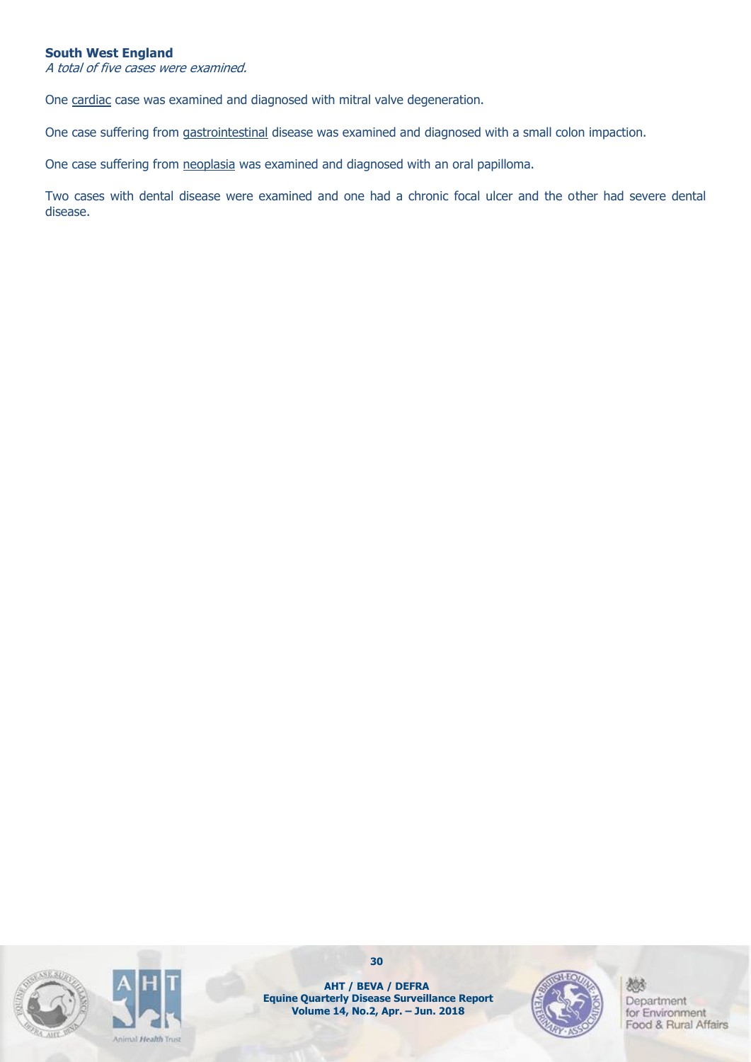**South West England**

*A total of five cases were examined.*

One cardiac case was examined and diagnosed with mitral valve degeneration.

One case suffering from gastrointestinal disease was examined and diagnosed with a small colon impaction.

One case suffering from neoplasia was examined and diagnosed with an oral papilloma.

Two cases with dental disease were examined and one had a chronic focal ulcer and the other had severe dental disease.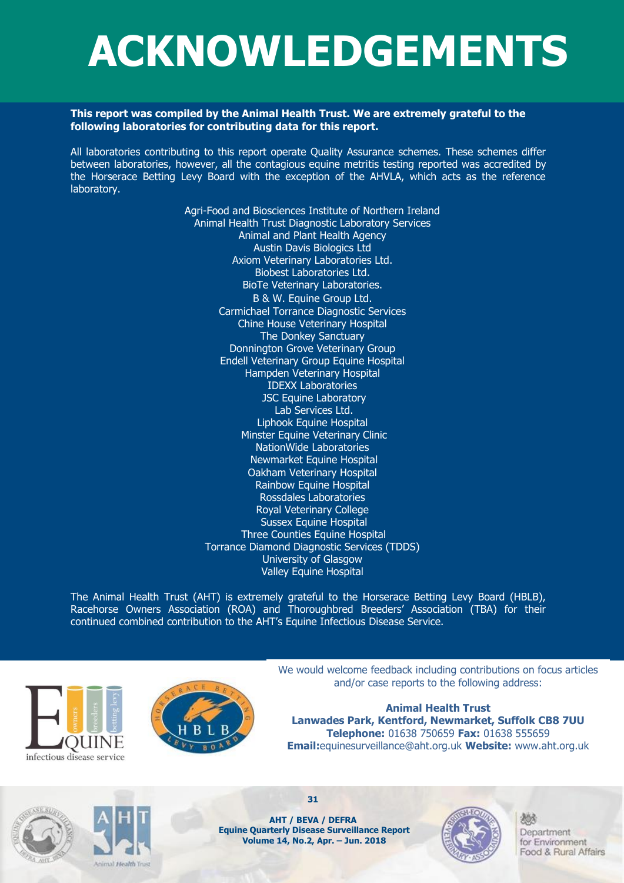# ACKNOWLEDGEMENTS

**This report was compiled by the Animal Health Trust. We are extremely grateful to the following laboratories for contributing data for this report.**

All laboratories contributing to this report operate Quality Assurance schemes. These schemes differ between laboratories, however, all the contagious equine metritis testing reported was accredited by the Horserace Betting Levy Board with the exception of the AHVLA, which acts as the reference laboratory.

Agri-Food and Biosciences Institute of Northern Ireland
Animal Health Trust Diagnostic Laboratory Services
Animal and Plant Health Agency
Austin Davis Biologics Ltd
Axiom Veterinary Laboratories Ltd.
Biobest Laboratories Ltd.
BioTe Veterinary Laboratories.
B & W. Equine Group Ltd.
Carmichael Torrance Diagnostic Services
Chine House Veterinary Hospital
The Donkey Sanctuary
Donnington Grove Veterinary Group
Endell Veterinary Group Equine Hospital
Hampden Veterinary Hospital
IDEXX Laboratories
JSC Equine Laboratory
Lab Services Ltd.
Liphook Equine Hospital
Minster Equine Veterinary Clinic
NationWide Laboratories
Newmarket Equine Hospital
Oakham Veterinary Hospital
Rainbow Equine Hospital
Rossdales Laboratories
Royal Veterinary College
Sussex Equine Hospital
Three Counties Equine Hospital
Torrance Diamond Diagnostic Services (TDDS)
University of Glasgow
Valley Equine Hospital

The Animal Health Trust (AHT) is extremely grateful to the Horserace Betting Levy Board (HBLB), Racehorse Owners Association (ROA) and Thoroughbred Breeders' Association (TBA) for their continued combined contribution to the AHT's Equine Infectious Disease Service.

We would welcome feedback including contributions on focus articles and/or case reports to the following address:

**Animal Health Trust**
**Lanwades Park, Kentford, Newmarket, Suffolk CB8 7UU**
**Telephone:** 01638 750659 **Fax:** 01638 555659
**Email:**equinesurveillance@aht.org.uk **Website:** www.aht.org.uk